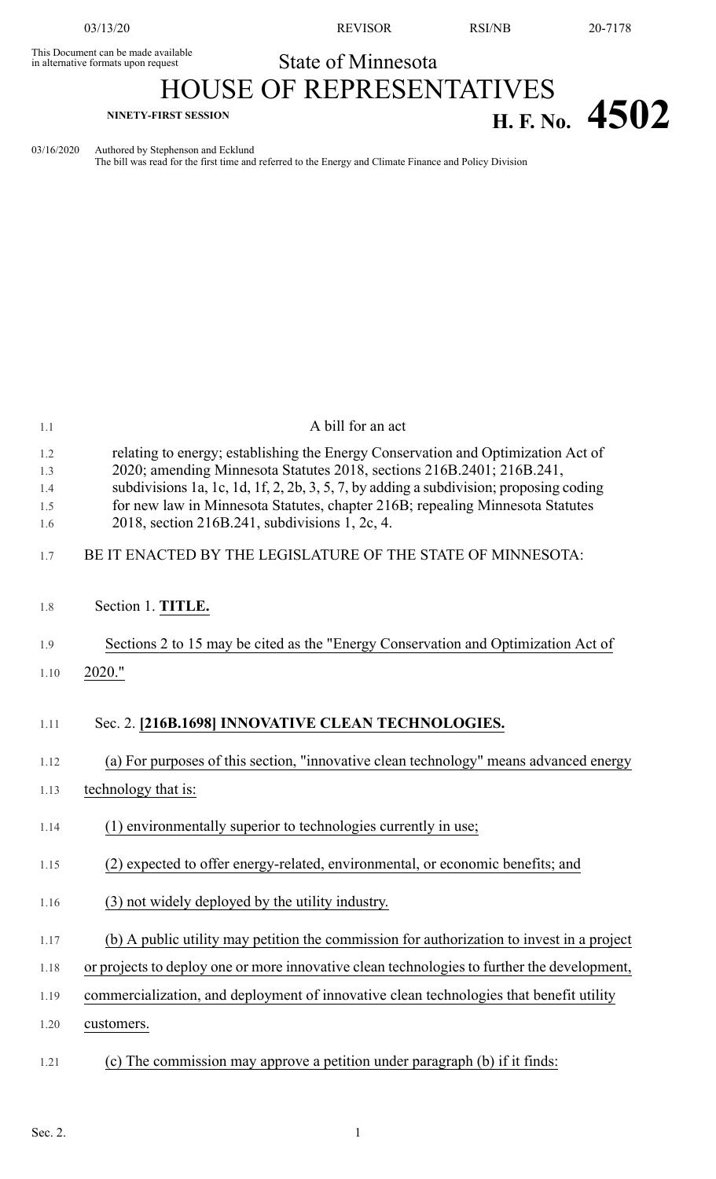This Document can be made available in alternative formats upon request

# State of Minnesota

# HOUSE OF REPRESENTATIVES

**NINETY-FIRST SESSION**

# H. F. No. 4502

03/16/2020 Authored by Stephenson and Ecklund
The bill was read for the first time and referred to the Energy and Climate Finance and Policy Division

A bill for an act

relating to energy; establishing the Energy Conservation and Optimization Act of 2020; amending Minnesota Statutes 2018, sections 216B.2401; 216B.241, subdivisions 1a, 1c, 1d, 1f, 2, 2b, 3, 5, 7, by adding a subdivision; proposing coding for new law in Minnesota Statutes, chapter 216B; repealing Minnesota Statutes 2018, section 216B.241, subdivisions 1, 2c, 4.

BE IT ENACTED BY THE LEGISLATURE OF THE STATE OF MINNESOTA:

Section 1. **TITLE.**

Sections 2 to 15 may be cited as the "Energy Conservation and Optimization Act of 2020."

Sec. 2. **[216B.1698] INNOVATIVE CLEAN TECHNOLOGIES.**

(a) For purposes of this section, "innovative clean technology" means advanced energy technology that is:

(1) environmentally superior to technologies currently in use;

(2) expected to offer energy-related, environmental, or economic benefits; and

(3) not widely deployed by the utility industry.

(b) A public utility may petition the commission for authorization to invest in a project or projects to deploy one or more innovative clean technologies to further the development, commercialization, and deployment of innovative clean technologies that benefit utility customers.

(c) The commission may approve a petition under paragraph (b) if it finds: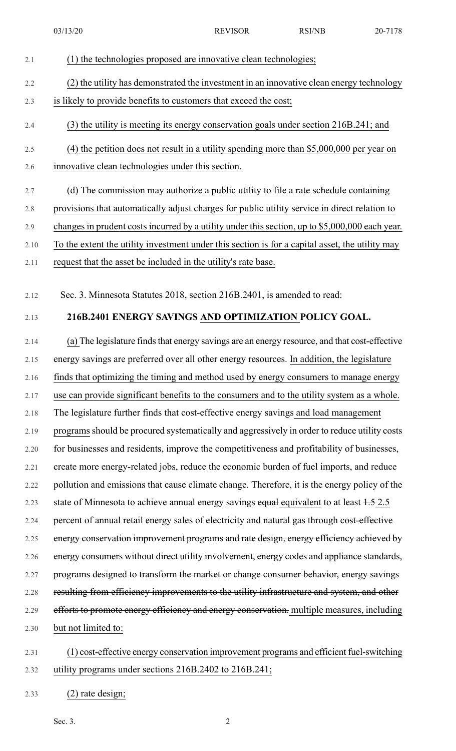(1) the technologies proposed are innovative clean technologies;

(2) the utility has demonstrated the investment in an innovative clean energy technology is likely to provide benefits to customers that exceed the cost;

(3) the utility is meeting its energy conservation goals under section 216B.241; and

(4) the petition does not result in a utility spending more than $5,000,000 per year on innovative clean technologies under this section.

(d) The commission may authorize a public utility to file a rate schedule containing provisions that automatically adjust charges for public utility service in direct relation to changes in prudent costs incurred by a utility under this section, up to $5,000,000 each year. To the extent the utility investment under this section is for a capital asset, the utility may request that the asset be included in the utility's rate base.

Sec. 3. Minnesota Statutes 2018, section 216B.2401, is amended to read:

**216B.2401 ENERGY SAVINGS AND OPTIMIZATION POLICY GOAL.**

(a) The legislature finds that energy savings are an energy resource, and that cost-effective energy savings are preferred over all other energy resources. In addition, the legislature finds that optimizing the timing and method used by energy consumers to manage energy use can provide significant benefits to the consumers and to the utility system as a whole. The legislature further finds that cost-effective energy savings and load management programs should be procured systematically and aggressively in order to reduce utility costs for businesses and residents, improve the competitiveness and profitability of businesses, create more energy-related jobs, reduce the economic burden of fuel imports, and reduce pollution and emissions that cause climate change. Therefore, it is the energy policy of the state of Minnesota to achieve annual energy savings ~~equal~~ equivalent to at least ~~1.5~~ 2.5 percent of annual retail energy sales of electricity and natural gas through ~~cost-effective energy conservation improvement programs and rate design, energy efficiency achieved by energy consumers without direct utility involvement, energy codes and appliance standards, programs designed to transform the market or change consumer behavior, energy savings resulting from efficiency improvements to the utility infrastructure and system, and other efforts to promote energy efficiency and energy conservation.~~ multiple measures, including but not limited to:

(1) cost-effective energy conservation improvement programs and efficient fuel-switching utility programs under sections 216B.2402 to 216B.241;

(2) rate design;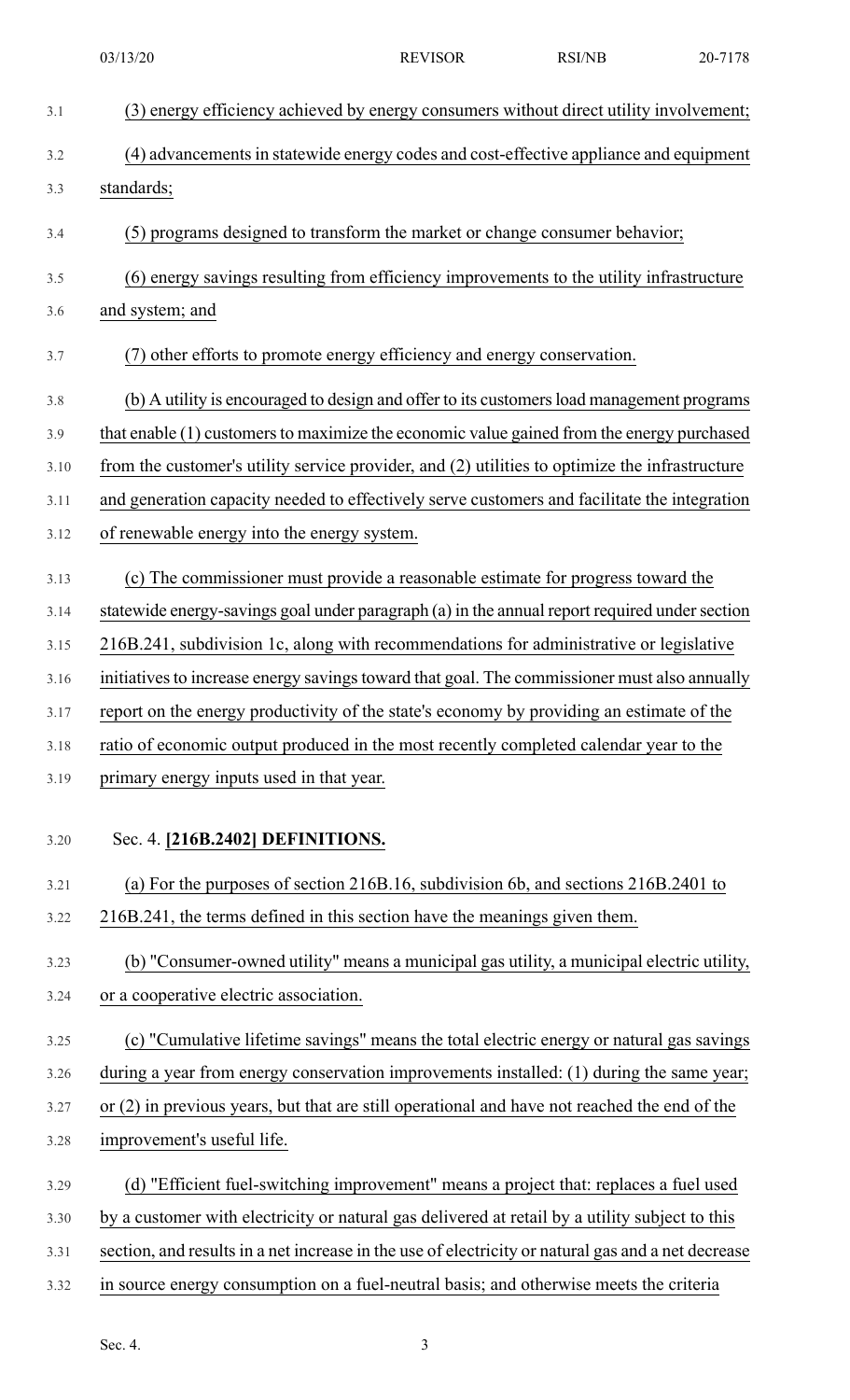(3) energy efficiency achieved by energy consumers without direct utility involvement;

(4) advancements in statewide energy codes and cost-effective appliance and equipment standards;

(5) programs designed to transform the market or change consumer behavior;

(6) energy savings resulting from efficiency improvements to the utility infrastructure and system; and

(7) other efforts to promote energy efficiency and energy conservation.

(b) A utility is encouraged to design and offer to its customers load management programs that enable (1) customers to maximize the economic value gained from the energy purchased from the customer's utility service provider, and (2) utilities to optimize the infrastructure and generation capacity needed to effectively serve customers and facilitate the integration of renewable energy into the energy system.

(c) The commissioner must provide a reasonable estimate for progress toward the statewide energy-savings goal under paragraph (a) in the annual report required under section 216B.241, subdivision 1c, along with recommendations for administrative or legislative initiatives to increase energy savings toward that goal. The commissioner must also annually report on the energy productivity of the state's economy by providing an estimate of the ratio of economic output produced in the most recently completed calendar year to the primary energy inputs used in that year.

Sec. 4. **[216B.2402] DEFINITIONS.**

(a) For the purposes of section 216B.16, subdivision 6b, and sections 216B.2401 to 216B.241, the terms defined in this section have the meanings given them.

(b) "Consumer-owned utility" means a municipal gas utility, a municipal electric utility, or a cooperative electric association.

(c) "Cumulative lifetime savings" means the total electric energy or natural gas savings during a year from energy conservation improvements installed: (1) during the same year; or (2) in previous years, but that are still operational and have not reached the end of the improvement's useful life.

(d) "Efficient fuel-switching improvement" means a project that: replaces a fuel used by a customer with electricity or natural gas delivered at retail by a utility subject to this section, and results in a net increase in the use of electricity or natural gas and a net decrease in source energy consumption on a fuel-neutral basis; and otherwise meets the criteria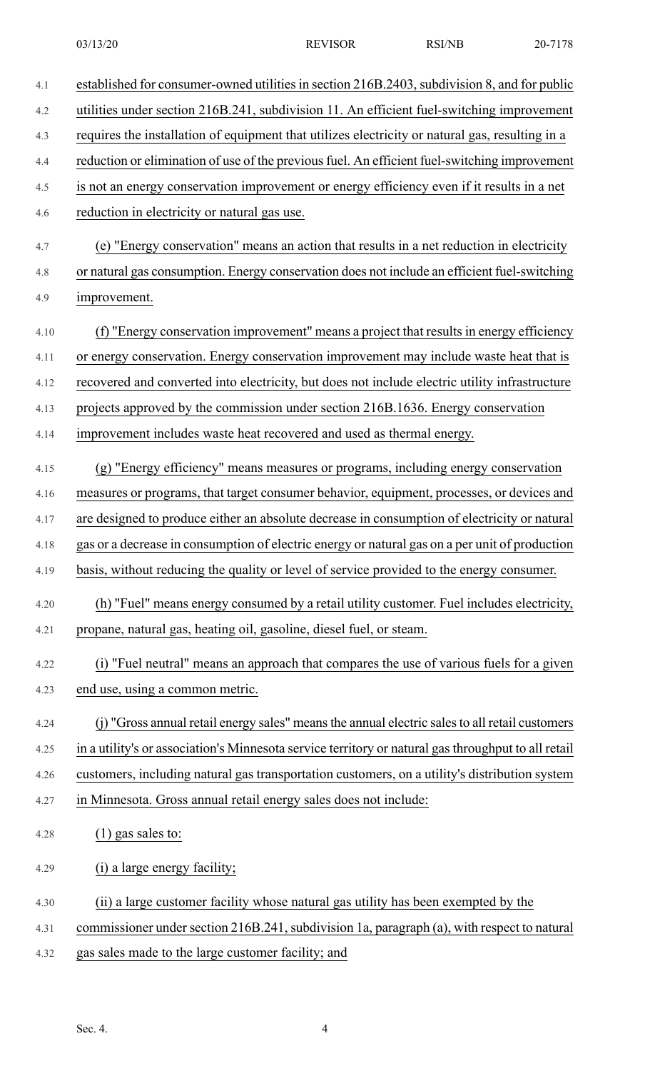established for consumer-owned utilities in section 216B.2403, subdivision 8, and for public utilities under section 216B.241, subdivision 11. An efficient fuel-switching improvement requires the installation of equipment that utilizes electricity or natural gas, resulting in a reduction or elimination of use of the previous fuel. An efficient fuel-switching improvement is not an energy conservation improvement or energy efficiency even if it results in a net reduction in electricity or natural gas use.

(e) "Energy conservation" means an action that results in a net reduction in electricity or natural gas consumption. Energy conservation does not include an efficient fuel-switching improvement.

(f) "Energy conservation improvement" means a project that results in energy efficiency or energy conservation. Energy conservation improvement may include waste heat that is recovered and converted into electricity, but does not include electric utility infrastructure projects approved by the commission under section 216B.1636. Energy conservation improvement includes waste heat recovered and used as thermal energy.

(g) "Energy efficiency" means measures or programs, including energy conservation measures or programs, that target consumer behavior, equipment, processes, or devices and are designed to produce either an absolute decrease in consumption of electricity or natural gas or a decrease in consumption of electric energy or natural gas on a per unit of production basis, without reducing the quality or level of service provided to the energy consumer.

(h) "Fuel" means energy consumed by a retail utility customer. Fuel includes electricity, propane, natural gas, heating oil, gasoline, diesel fuel, or steam.

(i) "Fuel neutral" means an approach that compares the use of various fuels for a given end use, using a common metric.

(j) "Gross annual retail energy sales" means the annual electric sales to all retail customers in a utility's or association's Minnesota service territory or natural gas throughput to all retail customers, including natural gas transportation customers, on a utility's distribution system in Minnesota. Gross annual retail energy sales does not include:

(1) gas sales to:

(i) a large energy facility;

(ii) a large customer facility whose natural gas utility has been exempted by the commissioner under section 216B.241, subdivision 1a, paragraph (a), with respect to natural gas sales made to the large customer facility; and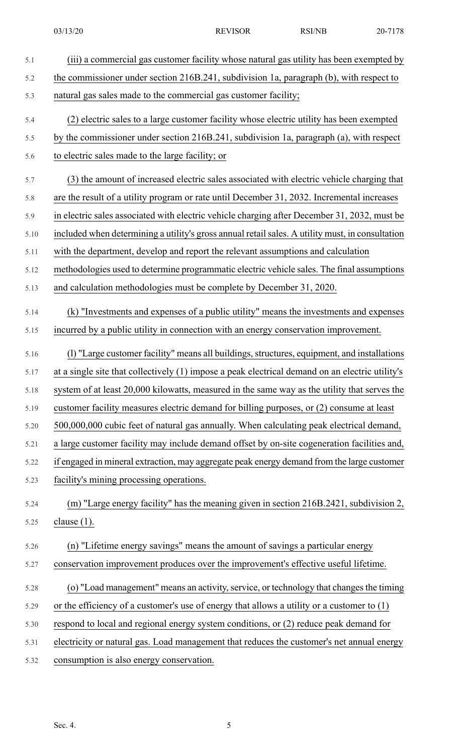(iii) a commercial gas customer facility whose natural gas utility has been exempted by the commissioner under section 216B.241, subdivision 1a, paragraph (b), with respect to natural gas sales made to the commercial gas customer facility;

(2) electric sales to a large customer facility whose electric utility has been exempted by the commissioner under section 216B.241, subdivision 1a, paragraph (a), with respect to electric sales made to the large facility; or

(3) the amount of increased electric sales associated with electric vehicle charging that are the result of a utility program or rate until December 31, 2032. Incremental increases in electric sales associated with electric vehicle charging after December 31, 2032, must be included when determining a utility's gross annual retail sales. A utility must, in consultation with the department, develop and report the relevant assumptions and calculation methodologies used to determine programmatic electric vehicle sales. The final assumptions and calculation methodologies must be complete by December 31, 2020.

(k) "Investments and expenses of a public utility" means the investments and expenses incurred by a public utility in connection with an energy conservation improvement.

(l) "Large customer facility" means all buildings, structures, equipment, and installations at a single site that collectively (1) impose a peak electrical demand on an electric utility's system of at least 20,000 kilowatts, measured in the same way as the utility that serves the customer facility measures electric demand for billing purposes, or (2) consume at least 500,000,000 cubic feet of natural gas annually. When calculating peak electrical demand, a large customer facility may include demand offset by on-site cogeneration facilities and, if engaged in mineral extraction, may aggregate peak energy demand from the large customer facility's mining processing operations.

(m) "Large energy facility" has the meaning given in section 216B.2421, subdivision 2, clause (1).

(n) "Lifetime energy savings" means the amount of savings a particular energy conservation improvement produces over the improvement's effective useful lifetime.

(o) "Load management" means an activity, service, or technology that changes the timing or the efficiency of a customer's use of energy that allows a utility or a customer to (1) respond to local and regional energy system conditions, or (2) reduce peak demand for electricity or natural gas. Load management that reduces the customer's net annual energy consumption is also energy conservation.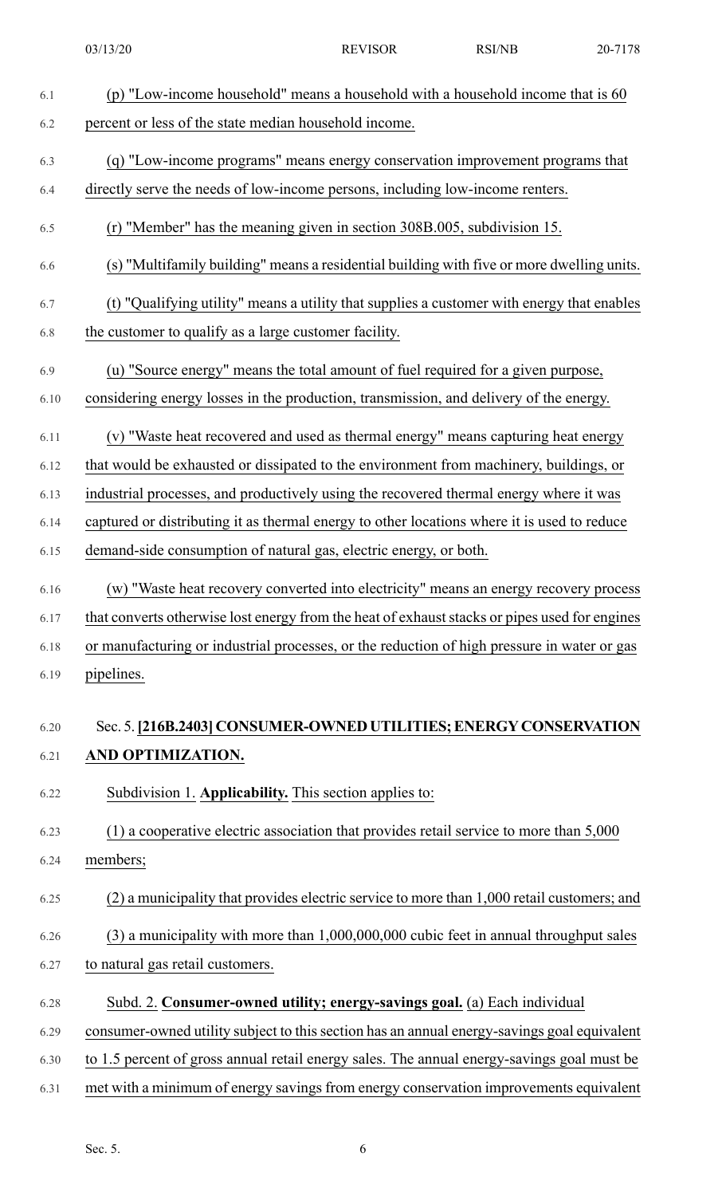(p) "Low-income household" means a household with a household income that is 60 percent or less of the state median household income.

(q) "Low-income programs" means energy conservation improvement programs that directly serve the needs of low-income persons, including low-income renters.

(r) "Member" has the meaning given in section 308B.005, subdivision 15.

(s) "Multifamily building" means a residential building with five or more dwelling units.

(t) "Qualifying utility" means a utility that supplies a customer with energy that enables the customer to qualify as a large customer facility.

(u) "Source energy" means the total amount of fuel required for a given purpose, considering energy losses in the production, transmission, and delivery of the energy.

(v) "Waste heat recovered and used as thermal energy" means capturing heat energy that would be exhausted or dissipated to the environment from machinery, buildings, or industrial processes, and productively using the recovered thermal energy where it was captured or distributing it as thermal energy to other locations where it is used to reduce demand-side consumption of natural gas, electric energy, or both.

(w) "Waste heat recovery converted into electricity" means an energy recovery process that converts otherwise lost energy from the heat of exhaust stacks or pipes used for engines or manufacturing or industrial processes, or the reduction of high pressure in water or gas pipelines.

Sec. 5. **[216B.2403] CONSUMER-OWNED UTILITIES; ENERGY CONSERVATION AND OPTIMIZATION.**

Subdivision 1. **Applicability.** This section applies to:

(1) a cooperative electric association that provides retail service to more than 5,000 members;

(2) a municipality that provides electric service to more than 1,000 retail customers; and

(3) a municipality with more than 1,000,000,000 cubic feet in annual throughput sales to natural gas retail customers.

Subd. 2. **Consumer-owned utility; energy-savings goal.** (a) Each individual consumer-owned utility subject to this section has an annual energy-savings goal equivalent to 1.5 percent of gross annual retail energy sales. The annual energy-savings goal must be met with a minimum of energy savings from energy conservation improvements equivalent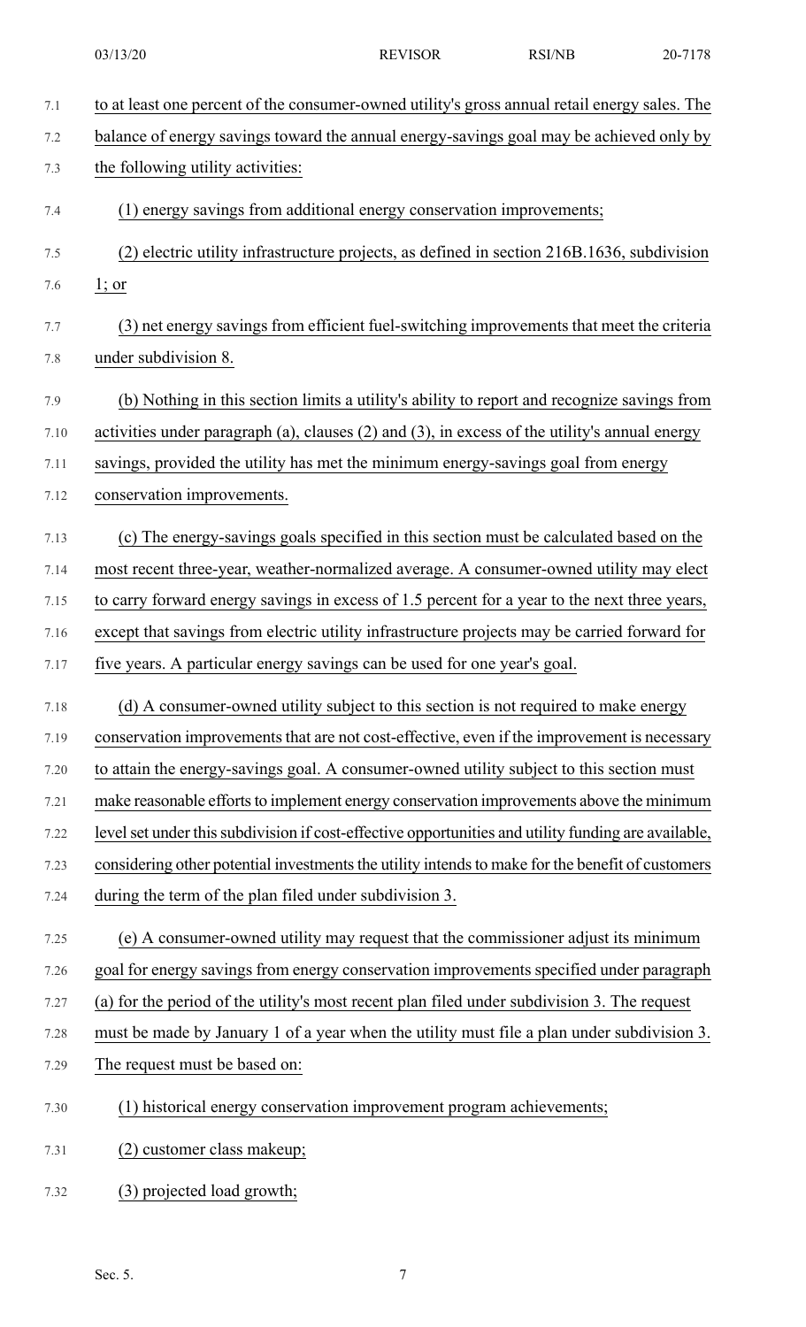to at least one percent of the consumer-owned utility's gross annual retail energy sales. The balance of energy savings toward the annual energy-savings goal may be achieved only by the following utility activities:

(1) energy savings from additional energy conservation improvements;

(2) electric utility infrastructure projects, as defined in section 216B.1636, subdivision 1; or

(3) net energy savings from efficient fuel-switching improvements that meet the criteria under subdivision 8.

(b) Nothing in this section limits a utility's ability to report and recognize savings from activities under paragraph (a), clauses (2) and (3), in excess of the utility's annual energy savings, provided the utility has met the minimum energy-savings goal from energy conservation improvements.

(c) The energy-savings goals specified in this section must be calculated based on the most recent three-year, weather-normalized average. A consumer-owned utility may elect to carry forward energy savings in excess of 1.5 percent for a year to the next three years, except that savings from electric utility infrastructure projects may be carried forward for five years. A particular energy savings can be used for one year's goal.

(d) A consumer-owned utility subject to this section is not required to make energy conservation improvements that are not cost-effective, even if the improvement is necessary to attain the energy-savings goal. A consumer-owned utility subject to this section must make reasonable efforts to implement energy conservation improvements above the minimum level set under this subdivision if cost-effective opportunities and utility funding are available, considering other potential investments the utility intends to make for the benefit of customers during the term of the plan filed under subdivision 3.

(e) A consumer-owned utility may request that the commissioner adjust its minimum goal for energy savings from energy conservation improvements specified under paragraph (a) for the period of the utility's most recent plan filed under subdivision 3. The request must be made by January 1 of a year when the utility must file a plan under subdivision 3. The request must be based on:

(1) historical energy conservation improvement program achievements;

(2) customer class makeup;

(3) projected load growth;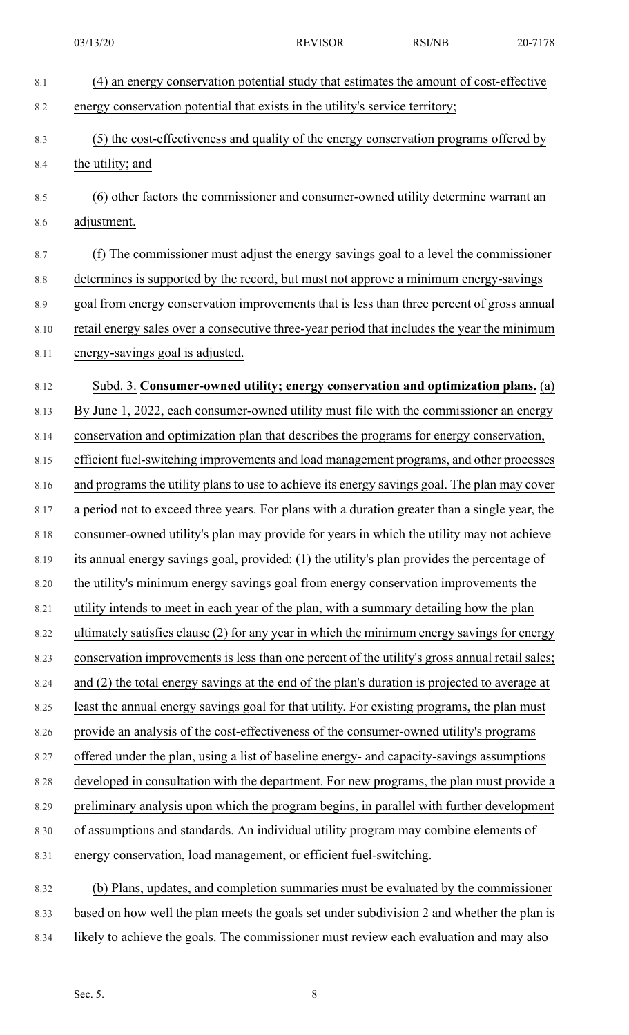(4) an energy conservation potential study that estimates the amount of cost-effective energy conservation potential that exists in the utility's service territory;

(5) the cost-effectiveness and quality of the energy conservation programs offered by the utility; and

(6) other factors the commissioner and consumer-owned utility determine warrant an adjustment.

(f) The commissioner must adjust the energy savings goal to a level the commissioner determines is supported by the record, but must not approve a minimum energy-savings goal from energy conservation improvements that is less than three percent of gross annual retail energy sales over a consecutive three-year period that includes the year the minimum energy-savings goal is adjusted.

Subd. 3. **Consumer-owned utility; energy conservation and optimization plans.** (a) By June 1, 2022, each consumer-owned utility must file with the commissioner an energy conservation and optimization plan that describes the programs for energy conservation, efficient fuel-switching improvements and load management programs, and other processes and programs the utility plans to use to achieve its energy savings goal. The plan may cover a period not to exceed three years. For plans with a duration greater than a single year, the consumer-owned utility's plan may provide for years in which the utility may not achieve its annual energy savings goal, provided: (1) the utility's plan provides the percentage of the utility's minimum energy savings goal from energy conservation improvements the utility intends to meet in each year of the plan, with a summary detailing how the plan ultimately satisfies clause (2) for any year in which the minimum energy savings for energy conservation improvements is less than one percent of the utility's gross annual retail sales; and (2) the total energy savings at the end of the plan's duration is projected to average at least the annual energy savings goal for that utility. For existing programs, the plan must provide an analysis of the cost-effectiveness of the consumer-owned utility's programs offered under the plan, using a list of baseline energy- and capacity-savings assumptions developed in consultation with the department. For new programs, the plan must provide a preliminary analysis upon which the program begins, in parallel with further development of assumptions and standards. An individual utility program may combine elements of energy conservation, load management, or efficient fuel-switching.

(b) Plans, updates, and completion summaries must be evaluated by the commissioner based on how well the plan meets the goals set under subdivision 2 and whether the plan is likely to achieve the goals. The commissioner must review each evaluation and may also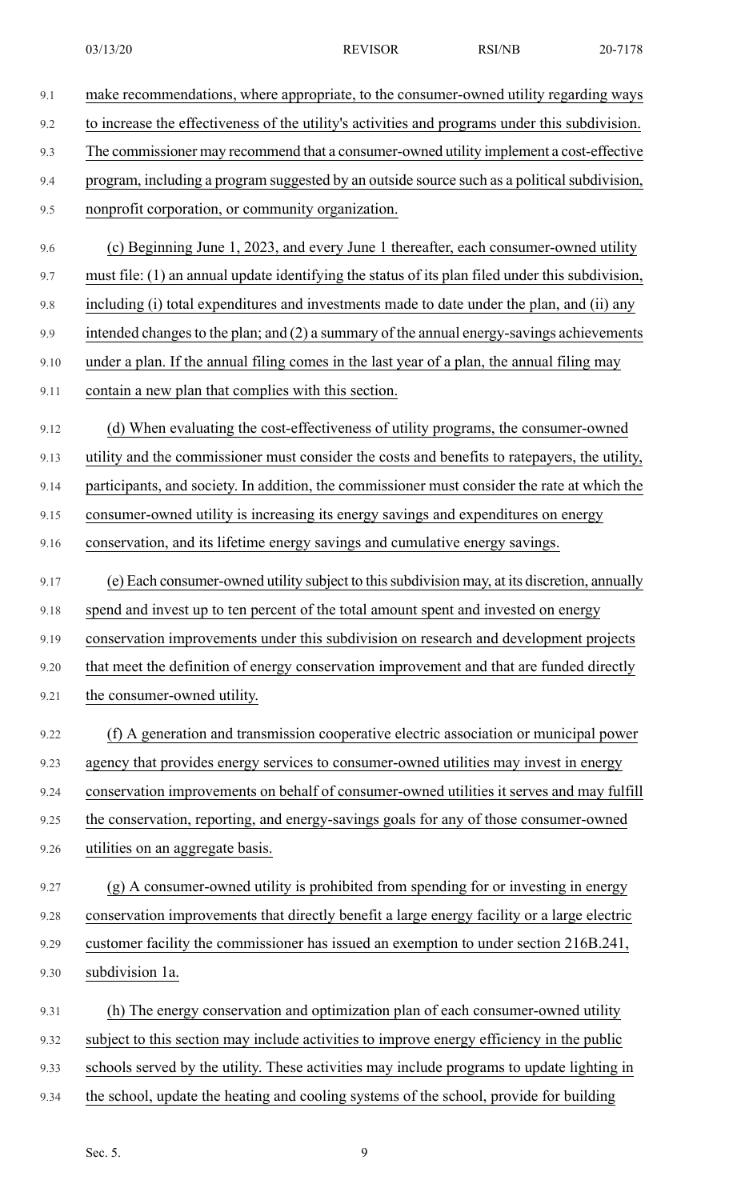make recommendations, where appropriate, to the consumer-owned utility regarding ways to increase the effectiveness of the utility's activities and programs under this subdivision. The commissioner may recommend that a consumer-owned utility implement a cost-effective program, including a program suggested by an outside source such as a political subdivision, nonprofit corporation, or community organization.

(c) Beginning June 1, 2023, and every June 1 thereafter, each consumer-owned utility must file: (1) an annual update identifying the status of its plan filed under this subdivision, including (i) total expenditures and investments made to date under the plan, and (ii) any intended changes to the plan; and (2) a summary of the annual energy-savings achievements under a plan. If the annual filing comes in the last year of a plan, the annual filing may contain a new plan that complies with this section.

(d) When evaluating the cost-effectiveness of utility programs, the consumer-owned utility and the commissioner must consider the costs and benefits to ratepayers, the utility, participants, and society. In addition, the commissioner must consider the rate at which the consumer-owned utility is increasing its energy savings and expenditures on energy conservation, and its lifetime energy savings and cumulative energy savings.

(e) Each consumer-owned utility subject to this subdivision may, at its discretion, annually spend and invest up to ten percent of the total amount spent and invested on energy conservation improvements under this subdivision on research and development projects that meet the definition of energy conservation improvement and that are funded directly the consumer-owned utility.

(f) A generation and transmission cooperative electric association or municipal power agency that provides energy services to consumer-owned utilities may invest in energy conservation improvements on behalf of consumer-owned utilities it serves and may fulfill the conservation, reporting, and energy-savings goals for any of those consumer-owned utilities on an aggregate basis.

(g) A consumer-owned utility is prohibited from spending for or investing in energy conservation improvements that directly benefit a large energy facility or a large electric customer facility the commissioner has issued an exemption to under section 216B.241, subdivision 1a.

(h) The energy conservation and optimization plan of each consumer-owned utility subject to this section may include activities to improve energy efficiency in the public schools served by the utility. These activities may include programs to update lighting in the school, update the heating and cooling systems of the school, provide for building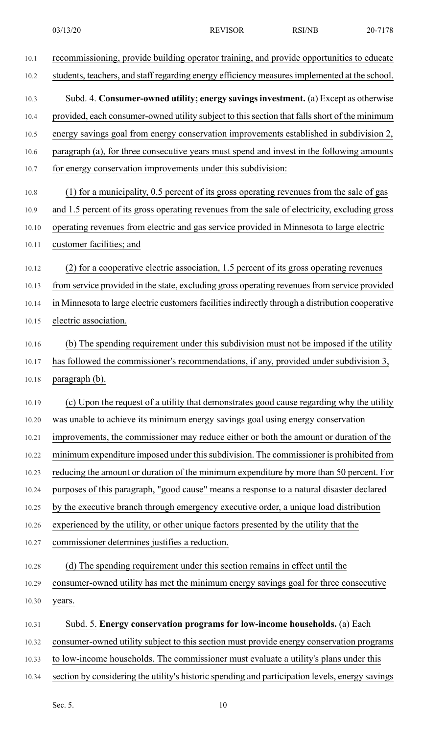recommissioning, provide building operator training, and provide opportunities to educate students, teachers, and staff regarding energy efficiency measures implemented at the school.

Subd. 4. **Consumer-owned utility; energy savings investment.** (a) Except as otherwise provided, each consumer-owned utility subject to this section that falls short of the minimum energy savings goal from energy conservation improvements established in subdivision 2, paragraph (a), for three consecutive years must spend and invest in the following amounts for energy conservation improvements under this subdivision:

(1) for a municipality, 0.5 percent of its gross operating revenues from the sale of gas and 1.5 percent of its gross operating revenues from the sale of electricity, excluding gross operating revenues from electric and gas service provided in Minnesota to large electric customer facilities; and

(2) for a cooperative electric association, 1.5 percent of its gross operating revenues from service provided in the state, excluding gross operating revenues from service provided in Minnesota to large electric customers facilities indirectly through a distribution cooperative electric association.

(b) The spending requirement under this subdivision must not be imposed if the utility has followed the commissioner's recommendations, if any, provided under subdivision 3, paragraph (b).

(c) Upon the request of a utility that demonstrates good cause regarding why the utility was unable to achieve its minimum energy savings goal using energy conservation improvements, the commissioner may reduce either or both the amount or duration of the minimum expenditure imposed under this subdivision. The commissioner is prohibited from reducing the amount or duration of the minimum expenditure by more than 50 percent. For purposes of this paragraph, "good cause" means a response to a natural disaster declared by the executive branch through emergency executive order, a unique load distribution experienced by the utility, or other unique factors presented by the utility that the commissioner determines justifies a reduction.

(d) The spending requirement under this section remains in effect until the consumer-owned utility has met the minimum energy savings goal for three consecutive years.

Subd. 5. **Energy conservation programs for low-income households.** (a) Each consumer-owned utility subject to this section must provide energy conservation programs to low-income households. The commissioner must evaluate a utility's plans under this section by considering the utility's historic spending and participation levels, energy savings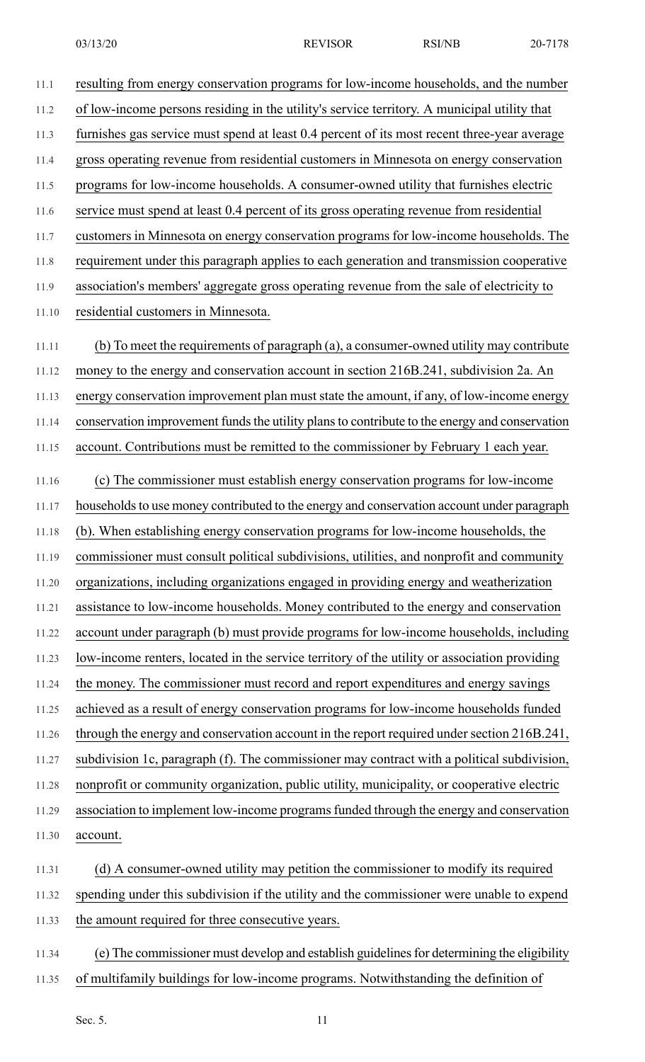resulting from energy conservation programs for low-income households, and the number of low-income persons residing in the utility's service territory. A municipal utility that furnishes gas service must spend at least 0.4 percent of its most recent three-year average gross operating revenue from residential customers in Minnesota on energy conservation programs for low-income households. A consumer-owned utility that furnishes electric service must spend at least 0.4 percent of its gross operating revenue from residential customers in Minnesota on energy conservation programs for low-income households. The requirement under this paragraph applies to each generation and transmission cooperative association's members' aggregate gross operating revenue from the sale of electricity to residential customers in Minnesota.

(b) To meet the requirements of paragraph (a), a consumer-owned utility may contribute money to the energy and conservation account in section 216B.241, subdivision 2a. An energy conservation improvement plan must state the amount, if any, of low-income energy conservation improvement funds the utility plans to contribute to the energy and conservation account. Contributions must be remitted to the commissioner by February 1 each year.

(c) The commissioner must establish energy conservation programs for low-income households to use money contributed to the energy and conservation account under paragraph (b). When establishing energy conservation programs for low-income households, the commissioner must consult political subdivisions, utilities, and nonprofit and community organizations, including organizations engaged in providing energy and weatherization assistance to low-income households. Money contributed to the energy and conservation account under paragraph (b) must provide programs for low-income households, including low-income renters, located in the service territory of the utility or association providing the money. The commissioner must record and report expenditures and energy savings achieved as a result of energy conservation programs for low-income households funded through the energy and conservation account in the report required under section 216B.241, subdivision 1c, paragraph (f). The commissioner may contract with a political subdivision, nonprofit or community organization, public utility, municipality, or cooperative electric association to implement low-income programs funded through the energy and conservation account.

(d) A consumer-owned utility may petition the commissioner to modify its required spending under this subdivision if the utility and the commissioner were unable to expend the amount required for three consecutive years.

(e) The commissioner must develop and establish guidelines for determining the eligibility of multifamily buildings for low-income programs. Notwithstanding the definition of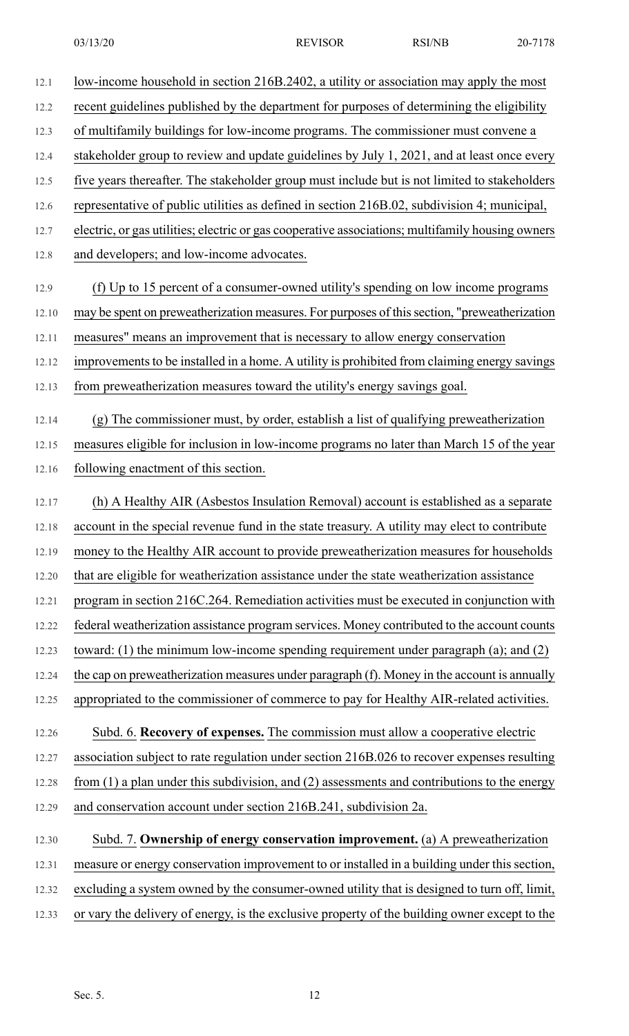low-income household in section 216B.2402, a utility or association may apply the most recent guidelines published by the department for purposes of determining the eligibility of multifamily buildings for low-income programs. The commissioner must convene a stakeholder group to review and update guidelines by July 1, 2021, and at least once every five years thereafter. The stakeholder group must include but is not limited to stakeholders representative of public utilities as defined in section 216B.02, subdivision 4; municipal, electric, or gas utilities; electric or gas cooperative associations; multifamily housing owners and developers; and low-income advocates.

(f) Up to 15 percent of a consumer-owned utility's spending on low income programs may be spent on preweatherization measures. For purposes of this section, "preweatherization measures" means an improvement that is necessary to allow energy conservation improvements to be installed in a home. A utility is prohibited from claiming energy savings from preweatherization measures toward the utility's energy savings goal.

(g) The commissioner must, by order, establish a list of qualifying preweatherization measures eligible for inclusion in low-income programs no later than March 15 of the year following enactment of this section.

(h) A Healthy AIR (Asbestos Insulation Removal) account is established as a separate account in the special revenue fund in the state treasury. A utility may elect to contribute money to the Healthy AIR account to provide preweatherization measures for households that are eligible for weatherization assistance under the state weatherization assistance program in section 216C.264. Remediation activities must be executed in conjunction with federal weatherization assistance program services. Money contributed to the account counts toward: (1) the minimum low-income spending requirement under paragraph (a); and (2) the cap on preweatherization measures under paragraph (f). Money in the account is annually appropriated to the commissioner of commerce to pay for Healthy AIR-related activities.

Subd. 6. **Recovery of expenses.** The commission must allow a cooperative electric association subject to rate regulation under section 216B.026 to recover expenses resulting from (1) a plan under this subdivision, and (2) assessments and contributions to the energy and conservation account under section 216B.241, subdivision 2a.

Subd. 7. **Ownership of energy conservation improvement.** (a) A preweatherization measure or energy conservation improvement to or installed in a building under this section, excluding a system owned by the consumer-owned utility that is designed to turn off, limit, or vary the delivery of energy, is the exclusive property of the building owner except to the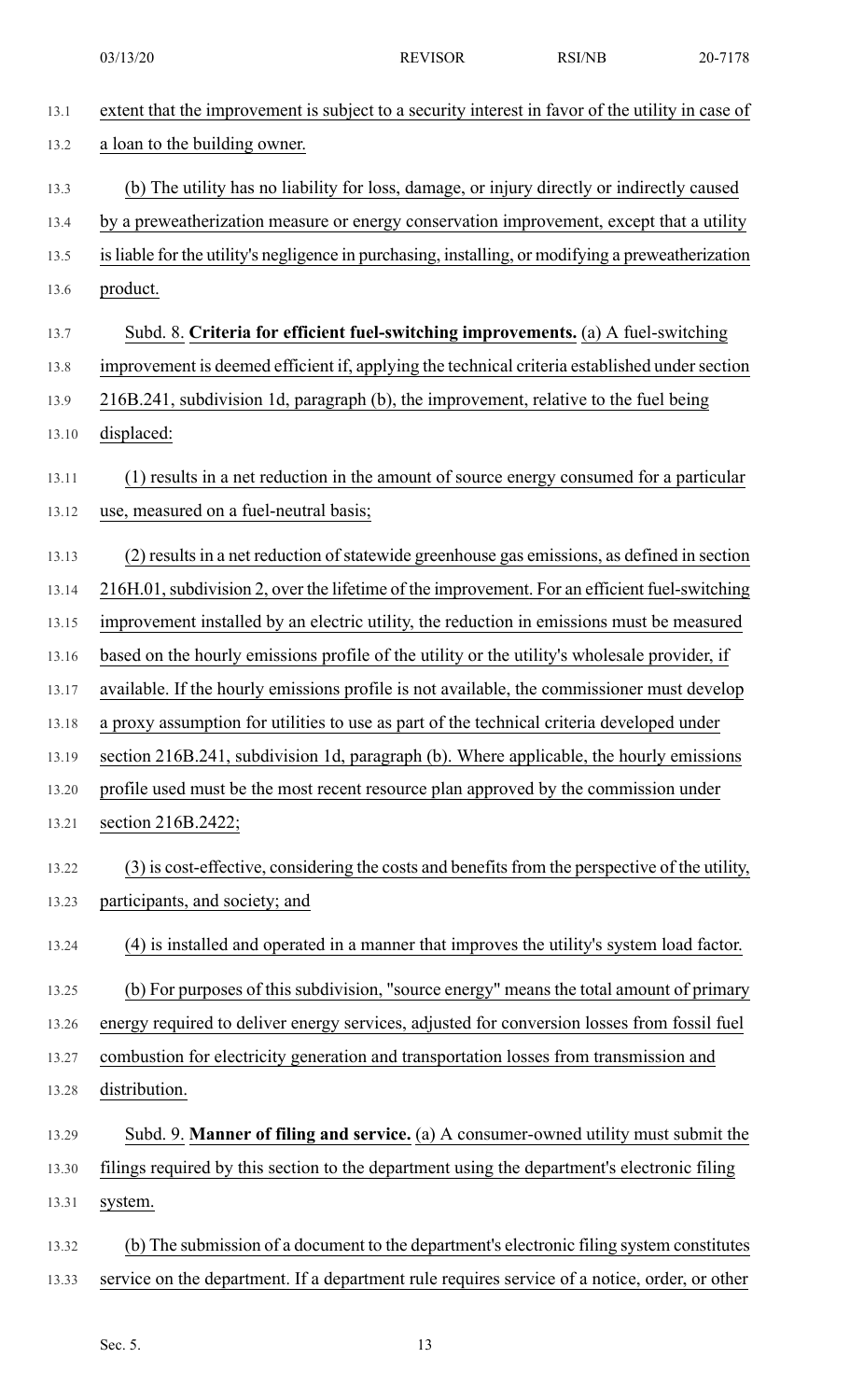extent that the improvement is subject to a security interest in favor of the utility in case of a loan to the building owner.

(b) The utility has no liability for loss, damage, or injury directly or indirectly caused by a preweatherization measure or energy conservation improvement, except that a utility is liable for the utility's negligence in purchasing, installing, or modifying a preweatherization product.

Subd. 8. **Criteria for efficient fuel-switching improvements.** (a) A fuel-switching improvement is deemed efficient if, applying the technical criteria established under section 216B.241, subdivision 1d, paragraph (b), the improvement, relative to the fuel being displaced:

(1) results in a net reduction in the amount of source energy consumed for a particular use, measured on a fuel-neutral basis;

(2) results in a net reduction of statewide greenhouse gas emissions, as defined in section 216H.01, subdivision 2, over the lifetime of the improvement. For an efficient fuel-switching improvement installed by an electric utility, the reduction in emissions must be measured based on the hourly emissions profile of the utility or the utility's wholesale provider, if available. If the hourly emissions profile is not available, the commissioner must develop a proxy assumption for utilities to use as part of the technical criteria developed under section 216B.241, subdivision 1d, paragraph (b). Where applicable, the hourly emissions profile used must be the most recent resource plan approved by the commission under section 216B.2422;

(3) is cost-effective, considering the costs and benefits from the perspective of the utility, participants, and society; and

(4) is installed and operated in a manner that improves the utility's system load factor.

(b) For purposes of this subdivision, "source energy" means the total amount of primary energy required to deliver energy services, adjusted for conversion losses from fossil fuel combustion for electricity generation and transportation losses from transmission and distribution.

Subd. 9. **Manner of filing and service.** (a) A consumer-owned utility must submit the filings required by this section to the department using the department's electronic filing system.

(b) The submission of a document to the department's electronic filing system constitutes service on the department. If a department rule requires service of a notice, order, or other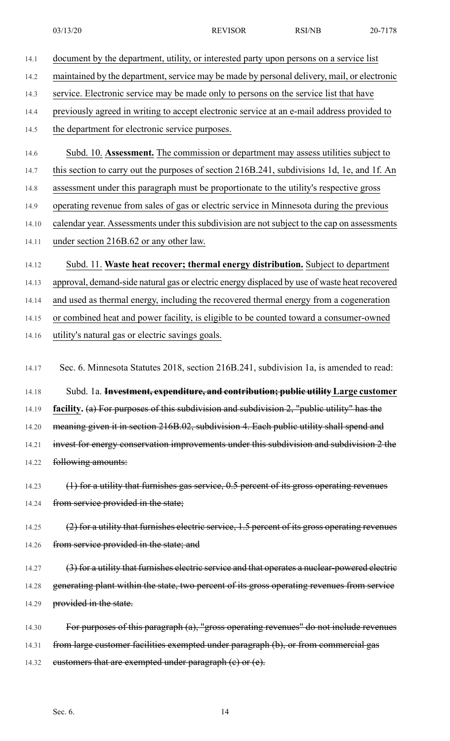document by the department, utility, or interested party upon persons on a service list maintained by the department, service may be made by personal delivery, mail, or electronic service. Electronic service may be made only to persons on the service list that have previously agreed in writing to accept electronic service at an e-mail address provided to the department for electronic service purposes.

Subd. 10. **Assessment.** The commission or department may assess utilities subject to this section to carry out the purposes of section 216B.241, subdivisions 1d, 1e, and 1f. An assessment under this paragraph must be proportionate to the utility's respective gross operating revenue from sales of gas or electric service in Minnesota during the previous calendar year. Assessments under this subdivision are not subject to the cap on assessments under section 216B.62 or any other law.

Subd. 11. **Waste heat recover; thermal energy distribution.** Subject to department approval, demand-side natural gas or electric energy displaced by use of waste heat recovered and used as thermal energy, including the recovered thermal energy from a cogeneration or combined heat and power facility, is eligible to be counted toward a consumer-owned utility's natural gas or electric savings goals.

Sec. 6. Minnesota Statutes 2018, section 216B.241, subdivision 1a, is amended to read:

Subd. 1a. ~~**Investment, expenditure, and contribution; public utility**~~ **Large customer facility.** ~~(a) For purposes of this subdivision and subdivision 2, "public utility" has the meaning given it in section 216B.02, subdivision 4. Each public utility shall spend and invest for energy conservation improvements under this subdivision and subdivision 2 the following amounts:~~

~~(1) for a utility that furnishes gas service, 0.5 percent of its gross operating revenues from service provided in the state;~~

~~(2) for a utility that furnishes electric service, 1.5 percent of its gross operating revenues from service provided in the state; and~~

~~(3) for a utility that furnishes electric service and that operates a nuclear-powered electric generating plant within the state, two percent of its gross operating revenues from service provided in the state.~~

~~For purposes of this paragraph (a), "gross operating revenues" do not include revenues from large customer facilities exempted under paragraph (b), or from commercial gas customers that are exempted under paragraph (c) or (e).~~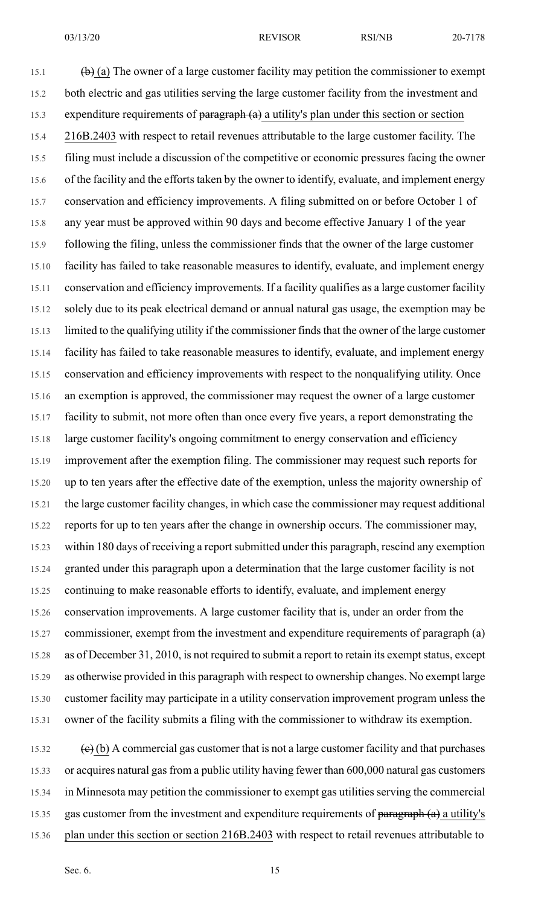~~(b)~~ (a) The owner of a large customer facility may petition the commissioner to exempt both electric and gas utilities serving the large customer facility from the investment and expenditure requirements of ~~paragraph (a)~~ a utility's plan under this section or section 216B.2403 with respect to retail revenues attributable to the large customer facility. The filing must include a discussion of the competitive or economic pressures facing the owner of the facility and the efforts taken by the owner to identify, evaluate, and implement energy conservation and efficiency improvements. A filing submitted on or before October 1 of any year must be approved within 90 days and become effective January 1 of the year following the filing, unless the commissioner finds that the owner of the large customer facility has failed to take reasonable measures to identify, evaluate, and implement energy conservation and efficiency improvements. If a facility qualifies as a large customer facility solely due to its peak electrical demand or annual natural gas usage, the exemption may be limited to the qualifying utility if the commissioner finds that the owner of the large customer facility has failed to take reasonable measures to identify, evaluate, and implement energy conservation and efficiency improvements with respect to the nonqualifying utility. Once an exemption is approved, the commissioner may request the owner of a large customer facility to submit, not more often than once every five years, a report demonstrating the large customer facility's ongoing commitment to energy conservation and efficiency improvement after the exemption filing. The commissioner may request such reports for up to ten years after the effective date of the exemption, unless the majority ownership of the large customer facility changes, in which case the commissioner may request additional reports for up to ten years after the change in ownership occurs. The commissioner may, within 180 days of receiving a report submitted under this paragraph, rescind any exemption granted under this paragraph upon a determination that the large customer facility is not continuing to make reasonable efforts to identify, evaluate, and implement energy conservation improvements. A large customer facility that is, under an order from the commissioner, exempt from the investment and expenditure requirements of paragraph (a) as of December 31, 2010, is not required to submit a report to retain its exempt status, except as otherwise provided in this paragraph with respect to ownership changes. No exempt large customer facility may participate in a utility conservation improvement program unless the owner of the facility submits a filing with the commissioner to withdraw its exemption.

~~(c)~~ (b) A commercial gas customer that is not a large customer facility and that purchases or acquires natural gas from a public utility having fewer than 600,000 natural gas customers in Minnesota may petition the commissioner to exempt gas utilities serving the commercial gas customer from the investment and expenditure requirements of ~~paragraph (a)~~ a utility's plan under this section or section 216B.2403 with respect to retail revenues attributable to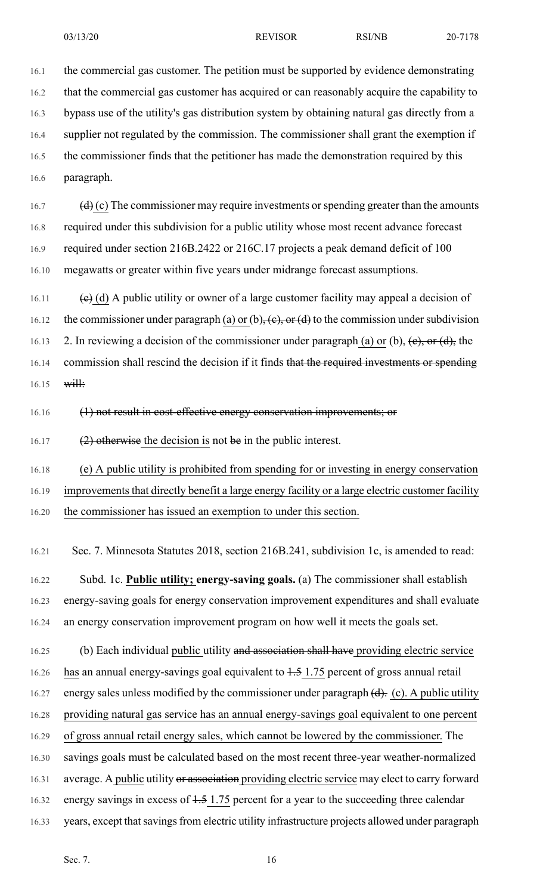the commercial gas customer. The petition must be supported by evidence demonstrating that the commercial gas customer has acquired or can reasonably acquire the capability to bypass use of the utility's gas distribution system by obtaining natural gas directly from a supplier not regulated by the commission. The commissioner shall grant the exemption if the commissioner finds that the petitioner has made the demonstration required by this paragraph.

~~(d)~~ (c) The commissioner may require investments or spending greater than the amounts required under this subdivision for a public utility whose most recent advance forecast required under section 216B.2422 or 216C.17 projects a peak demand deficit of 100 megawatts or greater within five years under midrange forecast assumptions.

~~(e)~~ (d) A public utility or owner of a large customer facility may appeal a decision of the commissioner under paragraph (a) or (b)~~, (c), or (d)~~ to the commission under subdivision 2. In reviewing a decision of the commissioner under paragraph (a) or (b), ~~(c), or (d),~~ the commission shall rescind the decision if it finds ~~that the required investments or spending will:~~

~~(1) not result in cost-effective energy conservation improvements; or~~

~~(2) otherwise~~ the decision is not ~~be~~ in the public interest.

(e) A public utility is prohibited from spending for or investing in energy conservation improvements that directly benefit a large energy facility or a large electric customer facility the commissioner has issued an exemption to under this section.

Sec. 7. Minnesota Statutes 2018, section 216B.241, subdivision 1c, is amended to read:

Subd. 1c. **Public utility; energy-saving goals.** (a) The commissioner shall establish energy-saving goals for energy conservation improvement expenditures and shall evaluate an energy conservation improvement program on how well it meets the goals set.

(b) Each individual public utility ~~and association shall have~~ providing electric service has an annual energy-savings goal equivalent to ~~1.5~~ 1.75 percent of gross annual retail energy sales unless modified by the commissioner under paragraph ~~(d).~~ (c). A public utility providing natural gas service has an annual energy-savings goal equivalent to one percent of gross annual retail energy sales, which cannot be lowered by the commissioner. The savings goals must be calculated based on the most recent three-year weather-normalized average. A public utility ~~or association~~ providing electric service may elect to carry forward energy savings in excess of ~~1.5~~ 1.75 percent for a year to the succeeding three calendar years, except that savings from electric utility infrastructure projects allowed under paragraph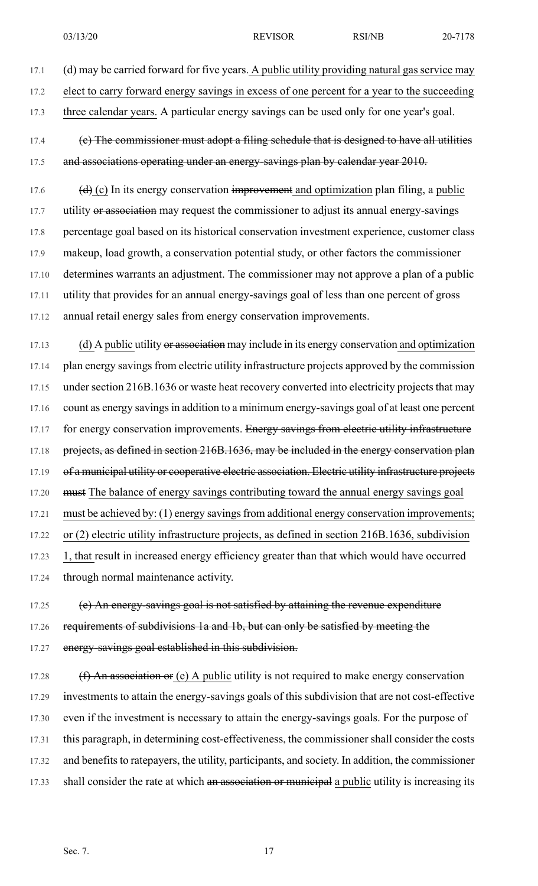(d) may be carried forward for five years. A public utility providing natural gas service may elect to carry forward energy savings in excess of one percent for a year to the succeeding three calendar years. A particular energy savings can be used only for one year's goal.

~~(c) The commissioner must adopt a filing schedule that is designed to have all utilities and associations operating under an energy-savings plan by calendar year 2010.~~

~~(d)~~ (c) In its energy conservation ~~improvement~~ and optimization plan filing, a public utility ~~or association~~ may request the commissioner to adjust its annual energy-savings percentage goal based on its historical conservation investment experience, customer class makeup, load growth, a conservation potential study, or other factors the commissioner determines warrants an adjustment. The commissioner may not approve a plan of a public utility that provides for an annual energy-savings goal of less than one percent of gross annual retail energy sales from energy conservation improvements.

(d) A public utility ~~or association~~ may include in its energy conservation and optimization plan energy savings from electric utility infrastructure projects approved by the commission under section 216B.1636 or waste heat recovery converted into electricity projects that may count as energy savings in addition to a minimum energy-savings goal of at least one percent for energy conservation improvements. ~~Energy savings from electric utility infrastructure projects, as defined in section 216B.1636, may be included in the energy conservation plan of a municipal utility or cooperative electric association. Electric utility infrastructure projects must~~ The balance of energy savings contributing toward the annual energy savings goal must be achieved by: (1) energy savings from additional energy conservation improvements; or (2) electric utility infrastructure projects, as defined in section 216B.1636, subdivision 1, that result in increased energy efficiency greater than that which would have occurred through normal maintenance activity.

~~(e) An energy-savings goal is not satisfied by attaining the revenue expenditure requirements of subdivisions 1a and 1b, but can only be satisfied by meeting the energy-savings goal established in this subdivision.~~

~~(f) An association or~~ (e) A public utility is not required to make energy conservation investments to attain the energy-savings goals of this subdivision that are not cost-effective even if the investment is necessary to attain the energy-savings goals. For the purpose of this paragraph, in determining cost-effectiveness, the commissioner shall consider the costs and benefits to ratepayers, the utility, participants, and society. In addition, the commissioner shall consider the rate at which ~~an association or municipal~~ a public utility is increasing its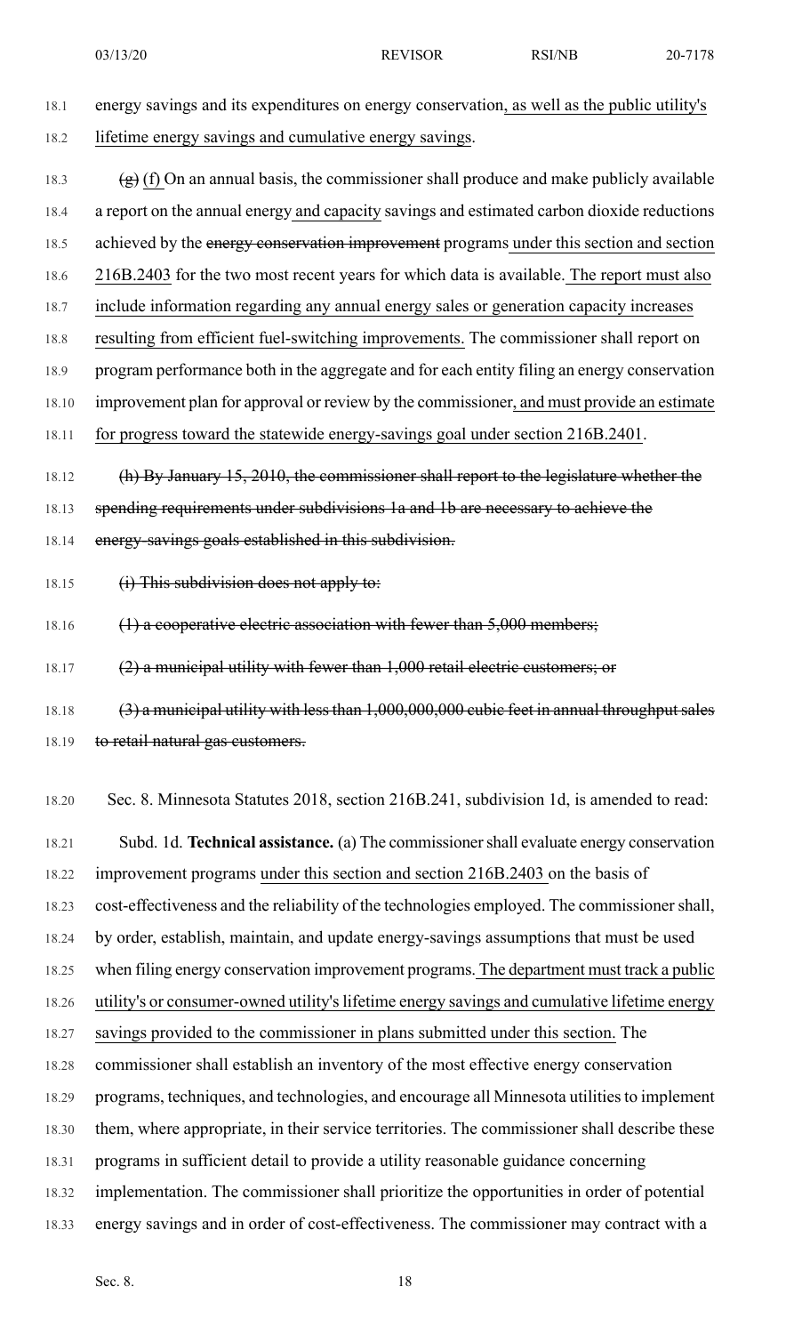energy savings and its expenditures on energy conservation, as well as the public utility's lifetime energy savings and cumulative energy savings.

~~(g)~~ (f) On an annual basis, the commissioner shall produce and make publicly available a report on the annual energy and capacity savings and estimated carbon dioxide reductions achieved by the ~~energy conservation improvement~~ programs under this section and section 216B.2403 for the two most recent years for which data is available. The report must also include information regarding any annual energy sales or generation capacity increases resulting from efficient fuel-switching improvements. The commissioner shall report on program performance both in the aggregate and for each entity filing an energy conservation improvement plan for approval or review by the commissioner, and must provide an estimate for progress toward the statewide energy-savings goal under section 216B.2401.

~~(h) By January 15, 2010, the commissioner shall report to the legislature whether the spending requirements under subdivisions 1a and 1b are necessary to achieve the energy-savings goals established in this subdivision.~~

~~(i) This subdivision does not apply to:~~

~~(1) a cooperative electric association with fewer than 5,000 members;~~

~~(2) a municipal utility with fewer than 1,000 retail electric customers; or~~

~~(3) a municipal utility with less than 1,000,000,000 cubic feet in annual throughput sales to retail natural gas customers.~~

Sec. 8. Minnesota Statutes 2018, section 216B.241, subdivision 1d, is amended to read:

Subd. 1d. **Technical assistance.** (a) The commissioner shall evaluate energy conservation improvement programs under this section and section 216B.2403 on the basis of cost-effectiveness and the reliability of the technologies employed. The commissioner shall, by order, establish, maintain, and update energy-savings assumptions that must be used when filing energy conservation improvement programs. The department must track a public utility's or consumer-owned utility's lifetime energy savings and cumulative lifetime energy savings provided to the commissioner in plans submitted under this section. The commissioner shall establish an inventory of the most effective energy conservation programs, techniques, and technologies, and encourage all Minnesota utilities to implement them, where appropriate, in their service territories. The commissioner shall describe these programs in sufficient detail to provide a utility reasonable guidance concerning implementation. The commissioner shall prioritize the opportunities in order of potential energy savings and in order of cost-effectiveness. The commissioner may contract with a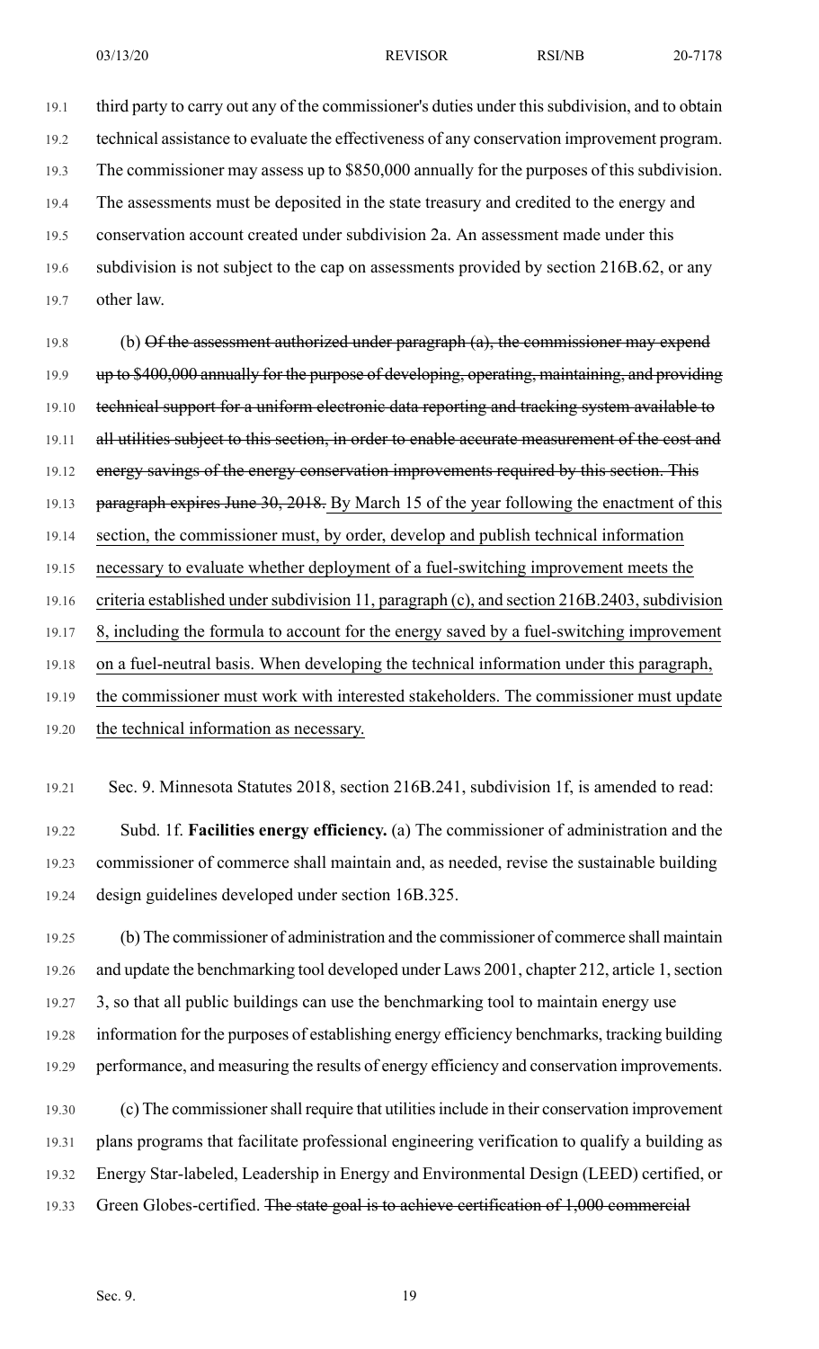third party to carry out any of the commissioner's duties under this subdivision, and to obtain technical assistance to evaluate the effectiveness of any conservation improvement program. The commissioner may assess up to $850,000 annually for the purposes of this subdivision. The assessments must be deposited in the state treasury and credited to the energy and conservation account created under subdivision 2a. An assessment made under this subdivision is not subject to the cap on assessments provided by section 216B.62, or any other law.

(b) ~~Of the assessment authorized under paragraph (a), the commissioner may expend up to $400,000 annually for the purpose of developing, operating, maintaining, and providing technical support for a uniform electronic data reporting and tracking system available to all utilities subject to this section, in order to enable accurate measurement of the cost and energy savings of the energy conservation improvements required by this section. This paragraph expires June 30, 2018.~~ <u>By March 15 of the year following the enactment of this section, the commissioner must, by order, develop and publish technical information necessary to evaluate whether deployment of a fuel-switching improvement meets the criteria established under subdivision 11, paragraph (c), and section 216B.2403, subdivision 8, including the formula to account for the energy saved by a fuel-switching improvement on a fuel-neutral basis. When developing the technical information under this paragraph, the commissioner must work with interested stakeholders. The commissioner must update the technical information as necessary.</u>

Sec. 9. Minnesota Statutes 2018, section 216B.241, subdivision 1f, is amended to read:

Subd. 1f. **Facilities energy efficiency.** (a) The commissioner of administration and the commissioner of commerce shall maintain and, as needed, revise the sustainable building design guidelines developed under section 16B.325.

(b) The commissioner of administration and the commissioner of commerce shall maintain and update the benchmarking tool developed under Laws 2001, chapter 212, article 1, section 3, so that all public buildings can use the benchmarking tool to maintain energy use information for the purposes of establishing energy efficiency benchmarks, tracking building performance, and measuring the results of energy efficiency and conservation improvements.

(c) The commissioner shall require that utilities include in their conservation improvement plans programs that facilitate professional engineering verification to qualify a building as Energy Star-labeled, Leadership in Energy and Environmental Design (LEED) certified, or Green Globes-certified. ~~The state goal is to achieve certification of 1,000 commercial~~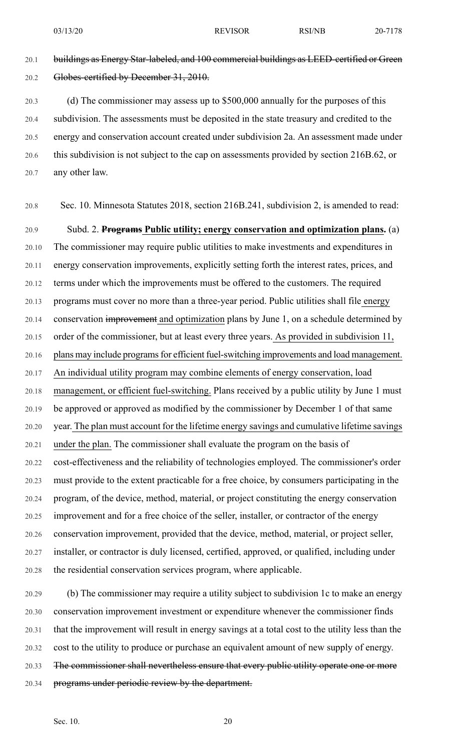~~buildings as Energy Star-labeled, and 100 commercial buildings as LEED-certified or Green Globes-certified by December 31, 2010.~~

(d) The commissioner may assess up to $500,000 annually for the purposes of this subdivision. The assessments must be deposited in the state treasury and credited to the energy and conservation account created under subdivision 2a. An assessment made under this subdivision is not subject to the cap on assessments provided by section 216B.62, or any other law.

Sec. 10. Minnesota Statutes 2018, section 216B.241, subdivision 2, is amended to read:

Subd. 2. ~~**Programs**~~ <u>**Public utility; energy conservation and optimization plans.**</u> (a) The commissioner may require public utilities to make investments and expenditures in energy conservation improvements, explicitly setting forth the interest rates, prices, and terms under which the improvements must be offered to the customers. The required programs must cover no more than a three-year period. Public utilities shall file <u>energy</u> conservation ~~improvement~~ <u>and optimization</u> plans by June 1, on a schedule determined by order of the commissioner, but at least every three years. <u>As provided in subdivision 11, plans may include programs for efficient fuel-switching improvements and load management. An individual utility program may combine elements of energy conservation, load management, or efficient fuel-switching.</u> Plans received by a public utility by June 1 must be approved or approved as modified by the commissioner by December 1 of that same year. <u>The plan must account for the lifetime energy savings and cumulative lifetime savings under the plan.</u> The commissioner shall evaluate the program on the basis of cost-effectiveness and the reliability of technologies employed. The commissioner's order must provide to the extent practicable for a free choice, by consumers participating in the program, of the device, method, material, or project constituting the energy conservation improvement and for a free choice of the seller, installer, or contractor of the energy conservation improvement, provided that the device, method, material, or project seller, installer, or contractor is duly licensed, certified, approved, or qualified, including under the residential conservation services program, where applicable.

(b) The commissioner may require a utility subject to subdivision 1c to make an energy conservation improvement investment or expenditure whenever the commissioner finds that the improvement will result in energy savings at a total cost to the utility less than the cost to the utility to produce or purchase an equivalent amount of new supply of energy. ~~The commissioner shall nevertheless ensure that every public utility operate one or more programs under periodic review by the department.~~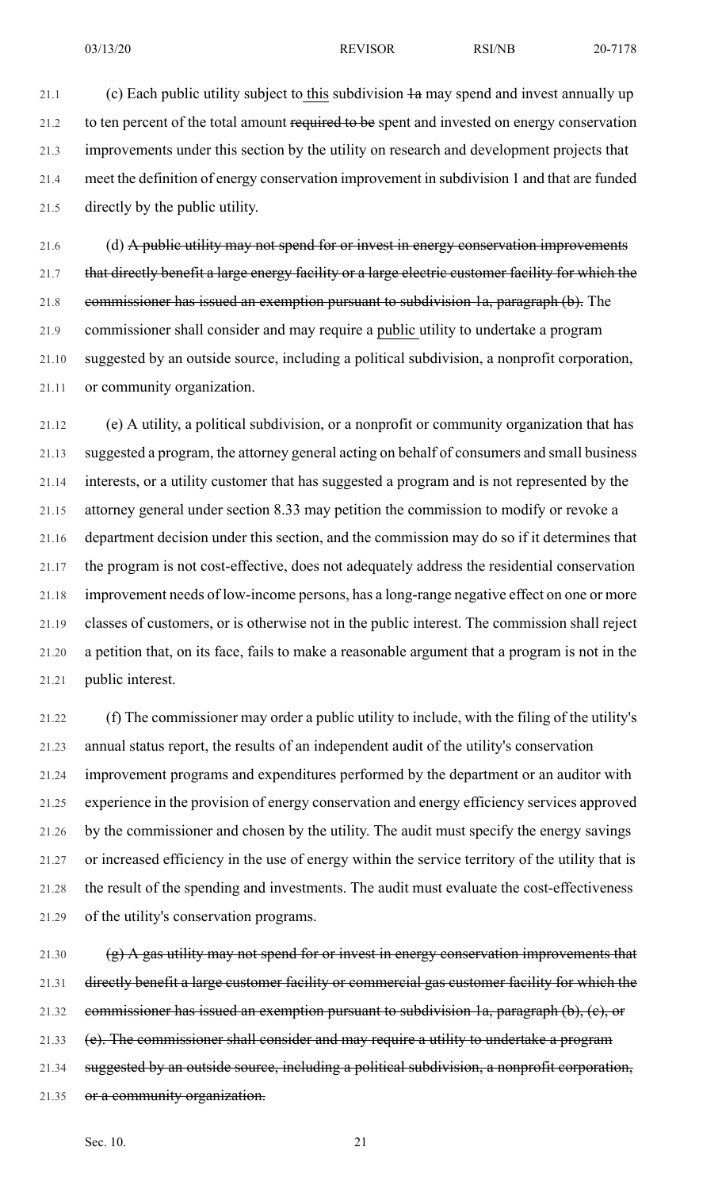(c) Each public utility subject to this subdivision ~~1a~~ may spend and invest annually up to ten percent of the total amount ~~required to be~~ spent and invested on energy conservation improvements under this section by the utility on research and development projects that meet the definition of energy conservation improvement in subdivision 1 and that are funded directly by the public utility.

(d) ~~A public utility may not spend for or invest in energy conservation improvements that directly benefit a large energy facility or a large electric customer facility for which the commissioner has issued an exemption pursuant to subdivision 1a, paragraph (b).~~ The commissioner shall consider and may require a public utility to undertake a program suggested by an outside source, including a political subdivision, a nonprofit corporation, or community organization.

(e) A utility, a political subdivision, or a nonprofit or community organization that has suggested a program, the attorney general acting on behalf of consumers and small business interests, or a utility customer that has suggested a program and is not represented by the attorney general under section 8.33 may petition the commission to modify or revoke a department decision under this section, and the commission may do so if it determines that the program is not cost-effective, does not adequately address the residential conservation improvement needs of low-income persons, has a long-range negative effect on one or more classes of customers, or is otherwise not in the public interest. The commission shall reject a petition that, on its face, fails to make a reasonable argument that a program is not in the public interest.

(f) The commissioner may order a public utility to include, with the filing of the utility's annual status report, the results of an independent audit of the utility's conservation improvement programs and expenditures performed by the department or an auditor with experience in the provision of energy conservation and energy efficiency services approved by the commissioner and chosen by the utility. The audit must specify the energy savings or increased efficiency in the use of energy within the service territory of the utility that is the result of the spending and investments. The audit must evaluate the cost-effectiveness of the utility's conservation programs.

~~(g) A gas utility may not spend for or invest in energy conservation improvements that directly benefit a large customer facility or commercial gas customer facility for which the commissioner has issued an exemption pursuant to subdivision 1a, paragraph (b), (c), or (e). The commissioner shall consider and may require a utility to undertake a program suggested by an outside source, including a political subdivision, a nonprofit corporation, or a community organization.~~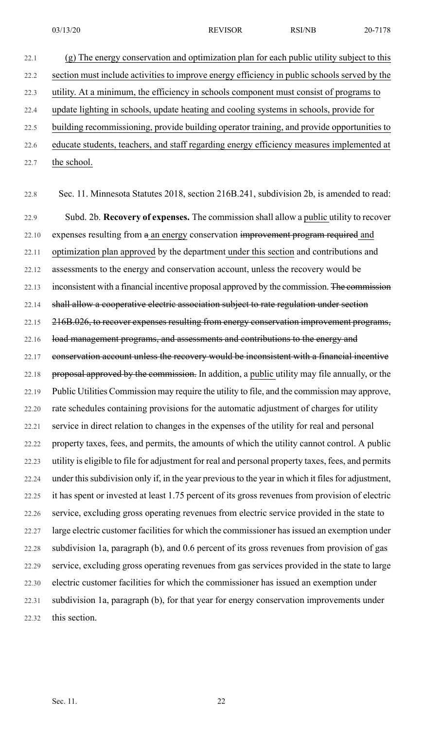(g) The energy conservation and optimization plan for each public utility subject to this section must include activities to improve energy efficiency in public schools served by the utility. At a minimum, the efficiency in schools component must consist of programs to update lighting in schools, update heating and cooling systems in schools, provide for building recommissioning, provide building operator training, and provide opportunities to educate students, teachers, and staff regarding energy efficiency measures implemented at the school.

Sec. 11. Minnesota Statutes 2018, section 216B.241, subdivision 2b, is amended to read:

Subd. 2b. **Recovery of expenses.** The commission shall allow a public utility to recover expenses resulting from ~~a~~ an energy conservation ~~improvement program required~~ and optimization plan approved by the department under this section and contributions and assessments to the energy and conservation account, unless the recovery would be inconsistent with a financial incentive proposal approved by the commission. ~~The commission shall allow a cooperative electric association subject to rate regulation under section 216B.026, to recover expenses resulting from energy conservation improvement programs, load management programs, and assessments and contributions to the energy and conservation account unless the recovery would be inconsistent with a financial incentive proposal approved by the commission.~~ In addition, a public utility may file annually, or the Public Utilities Commission may require the utility to file, and the commission may approve, rate schedules containing provisions for the automatic adjustment of charges for utility service in direct relation to changes in the expenses of the utility for real and personal property taxes, fees, and permits, the amounts of which the utility cannot control. A public utility is eligible to file for adjustment for real and personal property taxes, fees, and permits under this subdivision only if, in the year previous to the year in which it files for adjustment, it has spent or invested at least 1.75 percent of its gross revenues from provision of electric service, excluding gross operating revenues from electric service provided in the state to large electric customer facilities for which the commissioner has issued an exemption under subdivision 1a, paragraph (b), and 0.6 percent of its gross revenues from provision of gas service, excluding gross operating revenues from gas services provided in the state to large electric customer facilities for which the commissioner has issued an exemption under subdivision 1a, paragraph (b), for that year for energy conservation improvements under this section.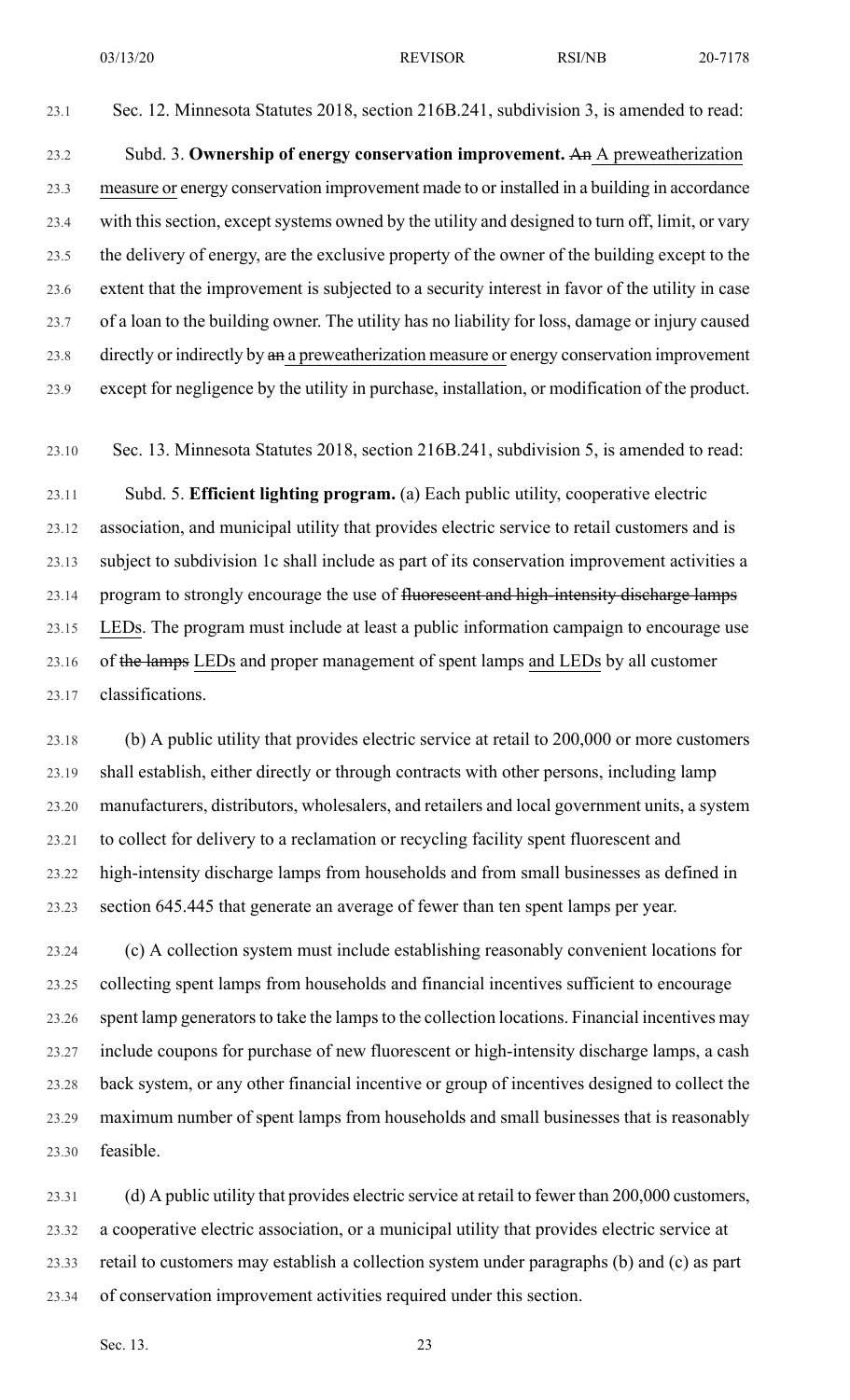Sec. 12. Minnesota Statutes 2018, section 216B.241, subdivision 3, is amended to read:

Subd. 3. **Ownership of energy conservation improvement.** ~~An~~ A preweatherization measure or energy conservation improvement made to or installed in a building in accordance with this section, except systems owned by the utility and designed to turn off, limit, or vary the delivery of energy, are the exclusive property of the owner of the building except to the extent that the improvement is subjected to a security interest in favor of the utility in case of a loan to the building owner. The utility has no liability for loss, damage or injury caused directly or indirectly by ~~an~~ a preweatherization measure or energy conservation improvement except for negligence by the utility in purchase, installation, or modification of the product.

Sec. 13. Minnesota Statutes 2018, section 216B.241, subdivision 5, is amended to read:

Subd. 5. **Efficient lighting program.** (a) Each public utility, cooperative electric association, and municipal utility that provides electric service to retail customers and is subject to subdivision 1c shall include as part of its conservation improvement activities a program to strongly encourage the use of ~~fluorescent and high-intensity discharge lamps~~ LEDs. The program must include at least a public information campaign to encourage use of ~~the lamps~~ LEDs and proper management of spent lamps and LEDs by all customer classifications.

(b) A public utility that provides electric service at retail to 200,000 or more customers shall establish, either directly or through contracts with other persons, including lamp manufacturers, distributors, wholesalers, and retailers and local government units, a system to collect for delivery to a reclamation or recycling facility spent fluorescent and high-intensity discharge lamps from households and from small businesses as defined in section 645.445 that generate an average of fewer than ten spent lamps per year.

(c) A collection system must include establishing reasonably convenient locations for collecting spent lamps from households and financial incentives sufficient to encourage spent lamp generators to take the lamps to the collection locations. Financial incentives may include coupons for purchase of new fluorescent or high-intensity discharge lamps, a cash back system, or any other financial incentive or group of incentives designed to collect the maximum number of spent lamps from households and small businesses that is reasonably feasible.

(d) A public utility that provides electric service at retail to fewer than 200,000 customers, a cooperative electric association, or a municipal utility that provides electric service at retail to customers may establish a collection system under paragraphs (b) and (c) as part of conservation improvement activities required under this section.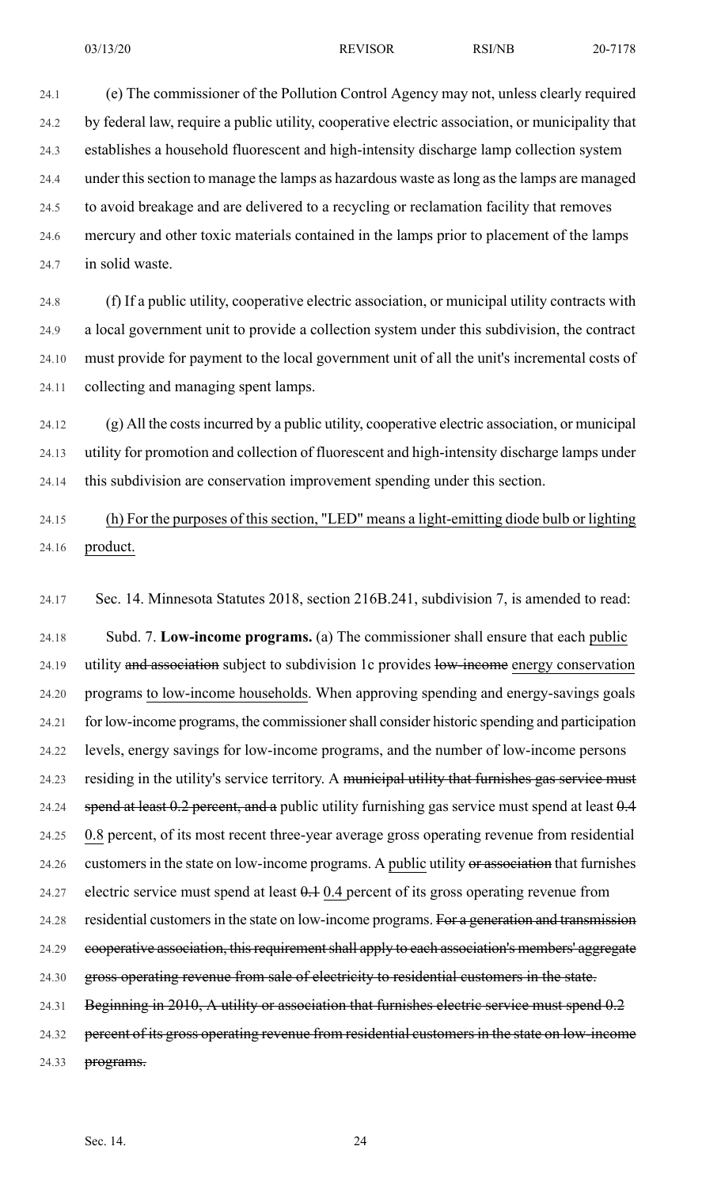(e) The commissioner of the Pollution Control Agency may not, unless clearly required by federal law, require a public utility, cooperative electric association, or municipality that establishes a household fluorescent and high-intensity discharge lamp collection system under this section to manage the lamps as hazardous waste as long as the lamps are managed to avoid breakage and are delivered to a recycling or reclamation facility that removes mercury and other toxic materials contained in the lamps prior to placement of the lamps in solid waste.

(f) If a public utility, cooperative electric association, or municipal utility contracts with a local government unit to provide a collection system under this subdivision, the contract must provide for payment to the local government unit of all the unit's incremental costs of collecting and managing spent lamps.

(g) All the costs incurred by a public utility, cooperative electric association, or municipal utility for promotion and collection of fluorescent and high-intensity discharge lamps under this subdivision are conservation improvement spending under this section.

<u>(h) For the purposes of this section, "LED" means a light-emitting diode bulb or lighting product.</u>

Sec. 14. Minnesota Statutes 2018, section 216B.241, subdivision 7, is amended to read:

Subd. 7. **Low-income programs.** (a) The commissioner shall ensure that each <u>public</u> utility ~~and association~~ subject to subdivision 1c provides ~~low-income~~ <u>energy conservation</u> programs <u>to low-income households</u>. When approving spending and energy-savings goals for low-income programs, the commissioner shall consider historic spending and participation levels, energy savings for low-income programs, and the number of low-income persons residing in the utility's service territory. A ~~municipal utility that furnishes gas service must spend at least 0.2 percent, and a~~ public utility furnishing gas service must spend at least ~~0.4~~ <u>0.8</u> percent, of its most recent three-year average gross operating revenue from residential customers in the state on low-income programs. A <u>public</u> utility ~~or association~~ that furnishes electric service must spend at least ~~0.1~~ <u>0.4</u> percent of its gross operating revenue from residential customers in the state on low-income programs. ~~For a generation and transmission cooperative association, this requirement shall apply to each association's members' aggregate gross operating revenue from sale of electricity to residential customers in the state. Beginning in 2010, A utility or association that furnishes electric service must spend 0.2 percent of its gross operating revenue from residential customers in the state on low-income programs.~~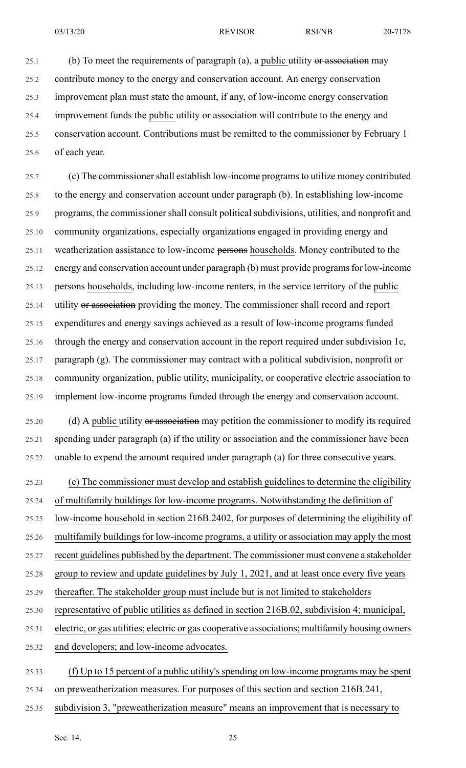(b) To meet the requirements of paragraph (a), a public utility ~~or association~~ may contribute money to the energy and conservation account. An energy conservation improvement plan must state the amount, if any, of low-income energy conservation improvement funds the public utility ~~or association~~ will contribute to the energy and conservation account. Contributions must be remitted to the commissioner by February 1 of each year.

(c) The commissioner shall establish low-income programs to utilize money contributed to the energy and conservation account under paragraph (b). In establishing low-income programs, the commissioner shall consult political subdivisions, utilities, and nonprofit and community organizations, especially organizations engaged in providing energy and weatherization assistance to low-income ~~persons~~ households. Money contributed to the energy and conservation account under paragraph (b) must provide programs for low-income ~~persons~~ households, including low-income renters, in the service territory of the public utility ~~or association~~ providing the money. The commissioner shall record and report expenditures and energy savings achieved as a result of low-income programs funded through the energy and conservation account in the report required under subdivision 1c, paragraph (g). The commissioner may contract with a political subdivision, nonprofit or community organization, public utility, municipality, or cooperative electric association to implement low-income programs funded through the energy and conservation account.

(d) A public utility ~~or association~~ may petition the commissioner to modify its required spending under paragraph (a) if the utility or association and the commissioner have been unable to expend the amount required under paragraph (a) for three consecutive years.

(e) The commissioner must develop and establish guidelines to determine the eligibility of multifamily buildings for low-income programs. Notwithstanding the definition of low-income household in section 216B.2402, for purposes of determining the eligibility of multifamily buildings for low-income programs, a utility or association may apply the most recent guidelines published by the department. The commissioner must convene a stakeholder group to review and update guidelines by July 1, 2021, and at least once every five years thereafter. The stakeholder group must include but is not limited to stakeholders representative of public utilities as defined in section 216B.02, subdivision 4; municipal, electric, or gas utilities; electric or gas cooperative associations; multifamily housing owners and developers; and low-income advocates.

(f) Up to 15 percent of a public utility's spending on low-income programs may be spent on preweatherization measures. For purposes of this section and section 216B.241, subdivision 3, "preweatherization measure" means an improvement that is necessary to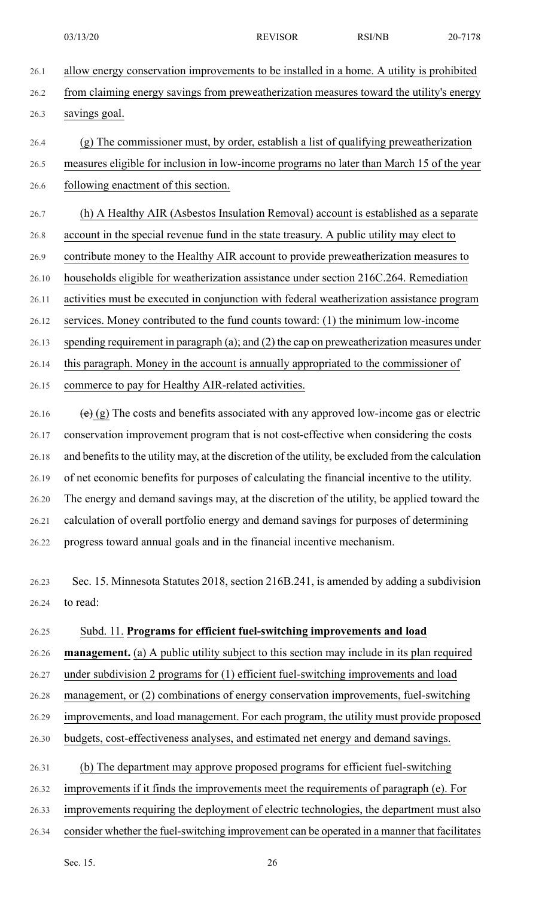allow energy conservation improvements to be installed in a home. A utility is prohibited from claiming energy savings from preweatherization measures toward the utility's energy savings goal.

(g) The commissioner must, by order, establish a list of qualifying preweatherization measures eligible for inclusion in low-income programs no later than March 15 of the year following enactment of this section.

(h) A Healthy AIR (Asbestos Insulation Removal) account is established as a separate account in the special revenue fund in the state treasury. A public utility may elect to contribute money to the Healthy AIR account to provide preweatherization measures to households eligible for weatherization assistance under section 216C.264. Remediation activities must be executed in conjunction with federal weatherization assistance program services. Money contributed to the fund counts toward: (1) the minimum low-income spending requirement in paragraph (a); and (2) the cap on preweatherization measures under this paragraph. Money in the account is annually appropriated to the commissioner of commerce to pay for Healthy AIR-related activities.

~~(e)~~ (g) The costs and benefits associated with any approved low-income gas or electric conservation improvement program that is not cost-effective when considering the costs and benefits to the utility may, at the discretion of the utility, be excluded from the calculation of net economic benefits for purposes of calculating the financial incentive to the utility. The energy and demand savings may, at the discretion of the utility, be applied toward the calculation of overall portfolio energy and demand savings for purposes of determining progress toward annual goals and in the financial incentive mechanism.

Sec. 15. Minnesota Statutes 2018, section 216B.241, is amended by adding a subdivision to read:

Subd. 11. **Programs for efficient fuel-switching improvements and load management.** (a) A public utility subject to this section may include in its plan required under subdivision 2 programs for (1) efficient fuel-switching improvements and load management, or (2) combinations of energy conservation improvements, fuel-switching improvements, and load management. For each program, the utility must provide proposed budgets, cost-effectiveness analyses, and estimated net energy and demand savings.

(b) The department may approve proposed programs for efficient fuel-switching improvements if it finds the improvements meet the requirements of paragraph (e). For improvements requiring the deployment of electric technologies, the department must also consider whether the fuel-switching improvement can be operated in a manner that facilitates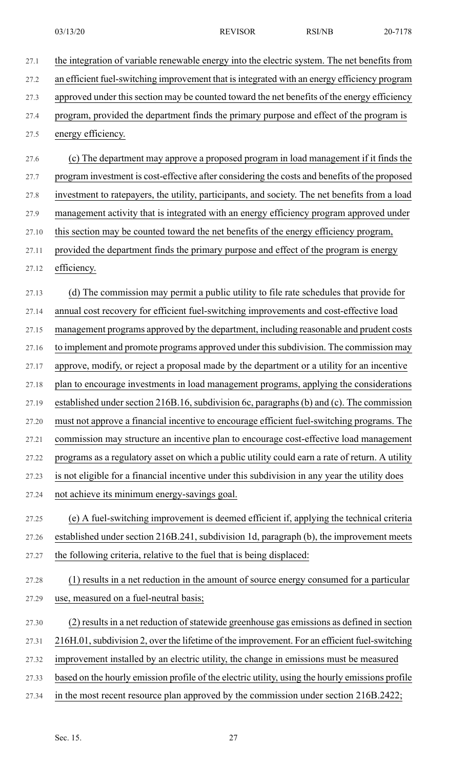the integration of variable renewable energy into the electric system. The net benefits from an efficient fuel-switching improvement that is integrated with an energy efficiency program approved under this section may be counted toward the net benefits of the energy efficiency program, provided the department finds the primary purpose and effect of the program is energy efficiency.

(c) The department may approve a proposed program in load management if it finds the program investment is cost-effective after considering the costs and benefits of the proposed investment to ratepayers, the utility, participants, and society. The net benefits from a load management activity that is integrated with an energy efficiency program approved under this section may be counted toward the net benefits of the energy efficiency program, provided the department finds the primary purpose and effect of the program is energy efficiency.

(d) The commission may permit a public utility to file rate schedules that provide for annual cost recovery for efficient fuel-switching improvements and cost-effective load management programs approved by the department, including reasonable and prudent costs to implement and promote programs approved under this subdivision. The commission may approve, modify, or reject a proposal made by the department or a utility for an incentive plan to encourage investments in load management programs, applying the considerations established under section 216B.16, subdivision 6c, paragraphs (b) and (c). The commission must not approve a financial incentive to encourage efficient fuel-switching programs. The commission may structure an incentive plan to encourage cost-effective load management programs as a regulatory asset on which a public utility could earn a rate of return. A utility is not eligible for a financial incentive under this subdivision in any year the utility does not achieve its minimum energy-savings goal.

(e) A fuel-switching improvement is deemed efficient if, applying the technical criteria established under section 216B.241, subdivision 1d, paragraph (b), the improvement meets the following criteria, relative to the fuel that is being displaced:

(1) results in a net reduction in the amount of source energy consumed for a particular use, measured on a fuel-neutral basis;

(2) results in a net reduction of statewide greenhouse gas emissions as defined in section 216H.01, subdivision 2, over the lifetime of the improvement. For an efficient fuel-switching improvement installed by an electric utility, the change in emissions must be measured based on the hourly emission profile of the electric utility, using the hourly emissions profile in the most recent resource plan approved by the commission under section 216B.2422;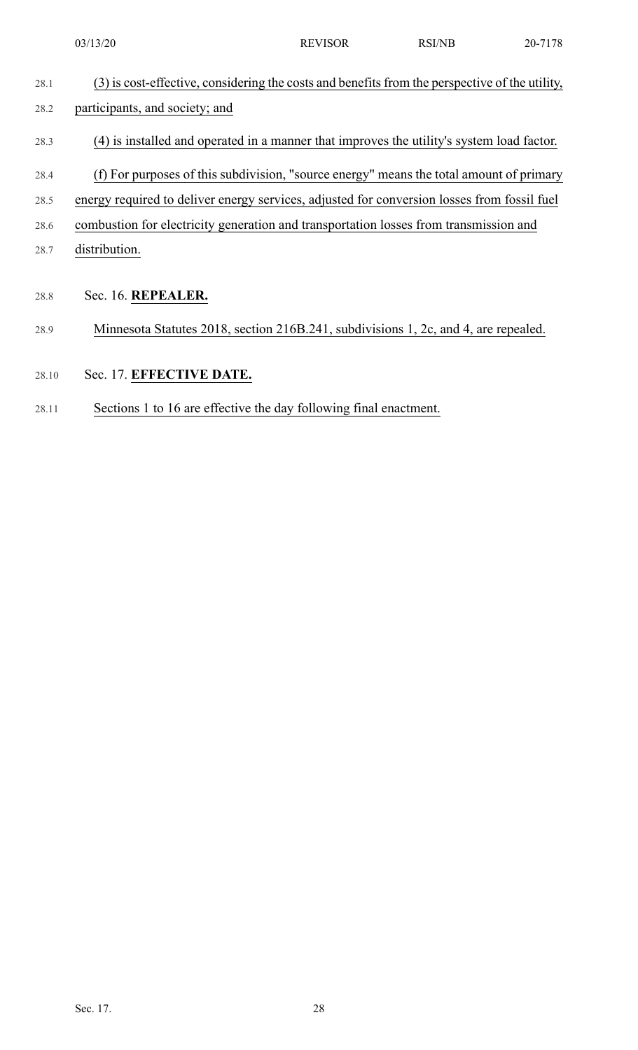(3) is cost-effective, considering the costs and benefits from the perspective of the utility, participants, and society; and

(4) is installed and operated in a manner that improves the utility's system load factor.

(f) For purposes of this subdivision, "source energy" means the total amount of primary energy required to deliver energy services, adjusted for conversion losses from fossil fuel combustion for electricity generation and transportation losses from transmission and distribution.

Sec. 16. **REPEALER.**

Minnesota Statutes 2018, section 216B.241, subdivisions 1, 2c, and 4, are repealed.

Sec. 17. **EFFECTIVE DATE.**

Sections 1 to 16 are effective the day following final enactment.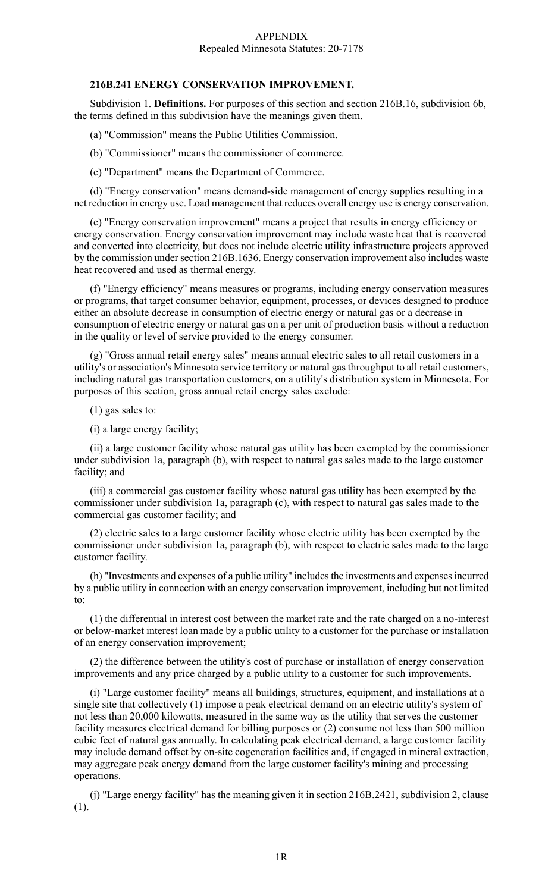APPENDIX
Repealed Minnesota Statutes: 20-7178

**216B.241 ENERGY CONSERVATION IMPROVEMENT.**

Subdivision 1. **Definitions.** For purposes of this section and section 216B.16, subdivision 6b, the terms defined in this subdivision have the meanings given them.

(a) "Commission" means the Public Utilities Commission.

(b) "Commissioner" means the commissioner of commerce.

(c) "Department" means the Department of Commerce.

(d) "Energy conservation" means demand-side management of energy supplies resulting in a net reduction in energy use. Load management that reduces overall energy use is energy conservation.

(e) "Energy conservation improvement" means a project that results in energy efficiency or energy conservation. Energy conservation improvement may include waste heat that is recovered and converted into electricity, but does not include electric utility infrastructure projects approved by the commission under section 216B.1636. Energy conservation improvement also includes waste heat recovered and used as thermal energy.

(f) "Energy efficiency" means measures or programs, including energy conservation measures or programs, that target consumer behavior, equipment, processes, or devices designed to produce either an absolute decrease in consumption of electric energy or natural gas or a decrease in consumption of electric energy or natural gas on a per unit of production basis without a reduction in the quality or level of service provided to the energy consumer.

(g) "Gross annual retail energy sales" means annual electric sales to all retail customers in a utility's or association's Minnesota service territory or natural gas throughput to all retail customers, including natural gas transportation customers, on a utility's distribution system in Minnesota. For purposes of this section, gross annual retail energy sales exclude:

(1) gas sales to:

(i) a large energy facility;

(ii) a large customer facility whose natural gas utility has been exempted by the commissioner under subdivision 1a, paragraph (b), with respect to natural gas sales made to the large customer facility; and

(iii) a commercial gas customer facility whose natural gas utility has been exempted by the commissioner under subdivision 1a, paragraph (c), with respect to natural gas sales made to the commercial gas customer facility; and

(2) electric sales to a large customer facility whose electric utility has been exempted by the commissioner under subdivision 1a, paragraph (b), with respect to electric sales made to the large customer facility.

(h) "Investments and expenses of a public utility" includes the investments and expenses incurred by a public utility in connection with an energy conservation improvement, including but not limited to:

(1) the differential in interest cost between the market rate and the rate charged on a no-interest or below-market interest loan made by a public utility to a customer for the purchase or installation of an energy conservation improvement;

(2) the difference between the utility's cost of purchase or installation of energy conservation improvements and any price charged by a public utility to a customer for such improvements.

(i) "Large customer facility" means all buildings, structures, equipment, and installations at a single site that collectively (1) impose a peak electrical demand on an electric utility's system of not less than 20,000 kilowatts, measured in the same way as the utility that serves the customer facility measures electrical demand for billing purposes or (2) consume not less than 500 million cubic feet of natural gas annually. In calculating peak electrical demand, a large customer facility may include demand offset by on-site cogeneration facilities and, if engaged in mineral extraction, may aggregate peak energy demand from the large customer facility's mining and processing operations.

(j) "Large energy facility" has the meaning given it in section 216B.2421, subdivision 2, clause (1).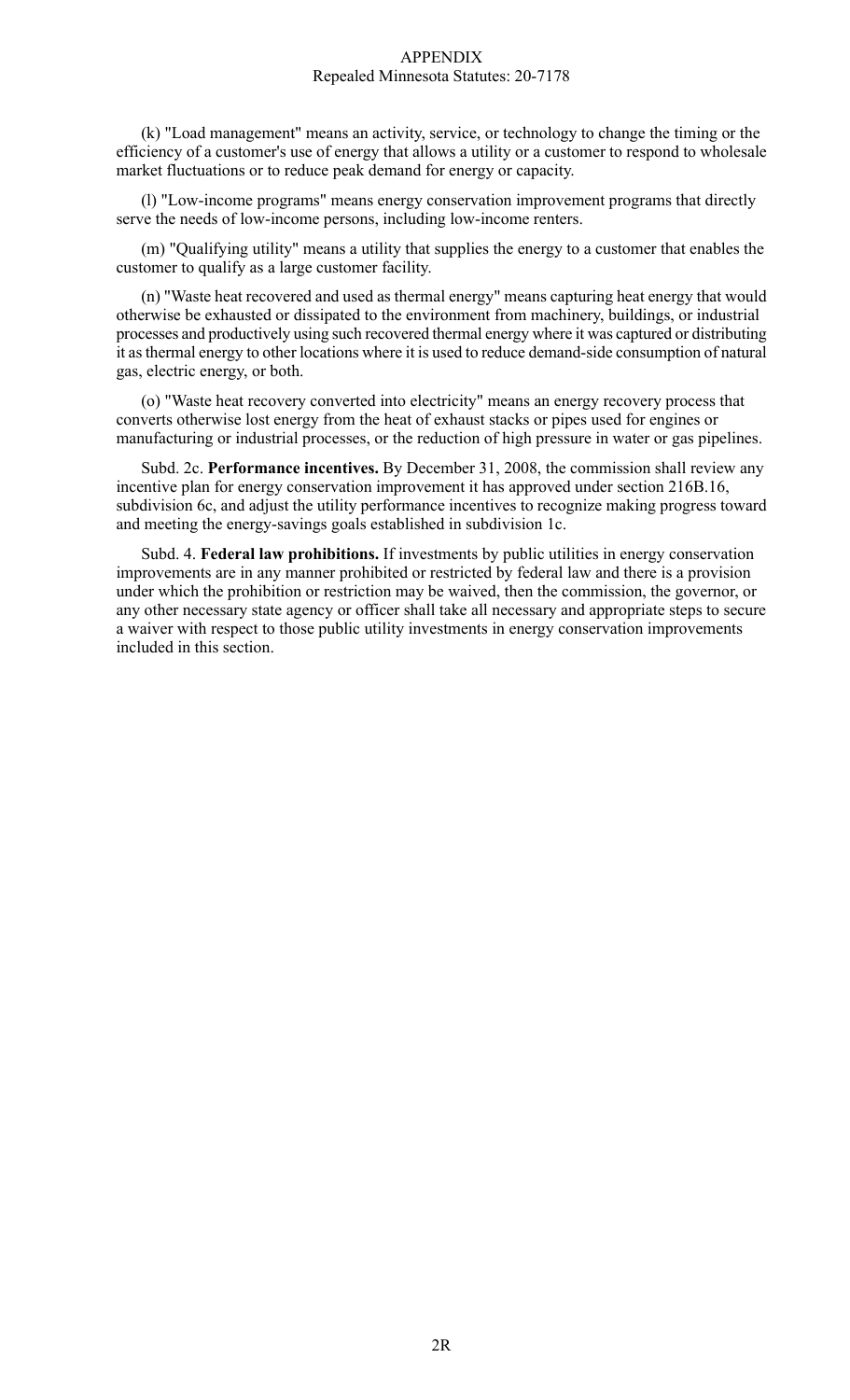(k) "Load management" means an activity, service, or technology to change the timing or the efficiency of a customer's use of energy that allows a utility or a customer to respond to wholesale market fluctuations or to reduce peak demand for energy or capacity.

(l) "Low-income programs" means energy conservation improvement programs that directly serve the needs of low-income persons, including low-income renters.

(m) "Qualifying utility" means a utility that supplies the energy to a customer that enables the customer to qualify as a large customer facility.

(n) "Waste heat recovered and used as thermal energy" means capturing heat energy that would otherwise be exhausted or dissipated to the environment from machinery, buildings, or industrial processes and productively using such recovered thermal energy where it was captured or distributing it as thermal energy to other locations where it is used to reduce demand-side consumption of natural gas, electric energy, or both.

(o) "Waste heat recovery converted into electricity" means an energy recovery process that converts otherwise lost energy from the heat of exhaust stacks or pipes used for engines or manufacturing or industrial processes, or the reduction of high pressure in water or gas pipelines.

Subd. 2c. **Performance incentives.** By December 31, 2008, the commission shall review any incentive plan for energy conservation improvement it has approved under section 216B.16, subdivision 6c, and adjust the utility performance incentives to recognize making progress toward and meeting the energy-savings goals established in subdivision 1c.

Subd. 4. **Federal law prohibitions.** If investments by public utilities in energy conservation improvements are in any manner prohibited or restricted by federal law and there is a provision under which the prohibition or restriction may be waived, then the commission, the governor, or any other necessary state agency or officer shall take all necessary and appropriate steps to secure a waiver with respect to those public utility investments in energy conservation improvements included in this section.